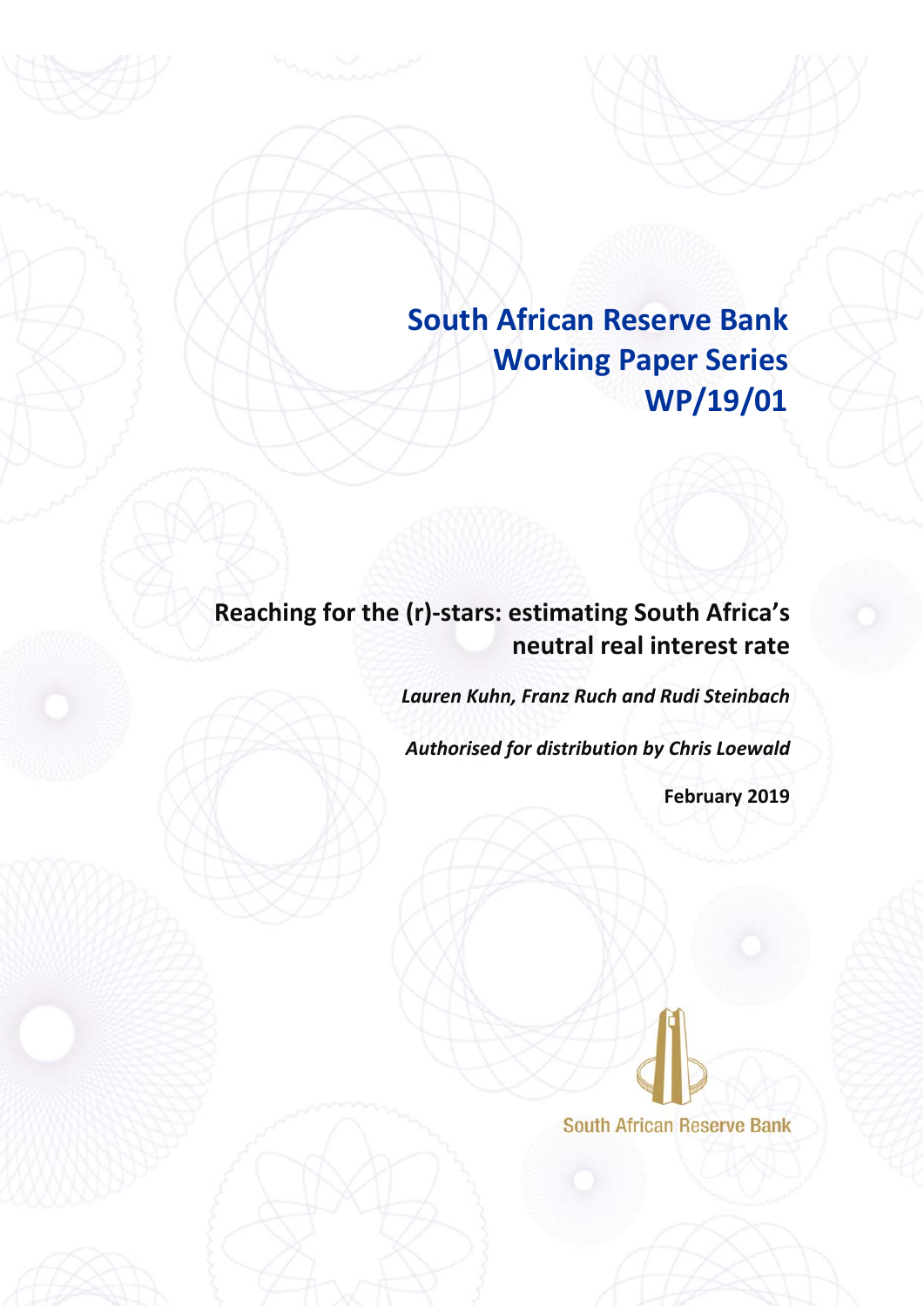# South African Reserve Bank Working Paper Series WP/19/01

## Reaching for the (r)-stars: estimating South Africa's neutral real interest rate

*Lauren Kuhn, Franz Ruch and Rudi Steinbach*

*Authorised for distribution by Chris Loewald*

**February 2019**

South African Reserve Bank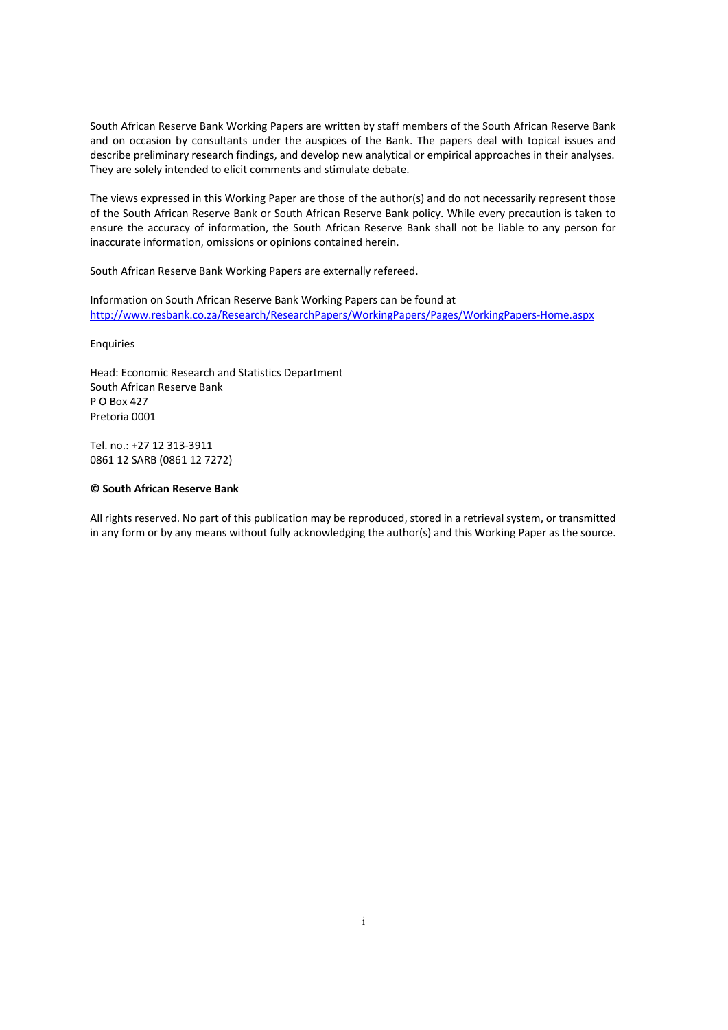South African Reserve Bank Working Papers are written by staff members of the South African Reserve Bank and on occasion by consultants under the auspices of the Bank. The papers deal with topical issues and describe preliminary research findings, and develop new analytical or empirical approaches in their analyses. They are solely intended to elicit comments and stimulate debate.

The views expressed in this Working Paper are those of the author(s) and do not necessarily represent those of the South African Reserve Bank or South African Reserve Bank policy. While every precaution is taken to ensure the accuracy of information, the South African Reserve Bank shall not be liable to any person for inaccurate information, omissions or opinions contained herein.

South African Reserve Bank Working Papers are externally refereed.

Information on South African Reserve Bank Working Papers can be found at
http://www.resbank.co.za/Research/ResearchPapers/WorkingPapers/Pages/WorkingPapers-Home.aspx

Enquiries

Head: Economic Research and Statistics Department
South African Reserve Bank
P O Box 427
Pretoria 0001

Tel. no.: +27 12 313-3911
0861 12 SARB (0861 12 7272)

**© South African Reserve Bank**

All rights reserved. No part of this publication may be reproduced, stored in a retrieval system, or transmitted in any form or by any means without fully acknowledging the author(s) and this Working Paper as the source.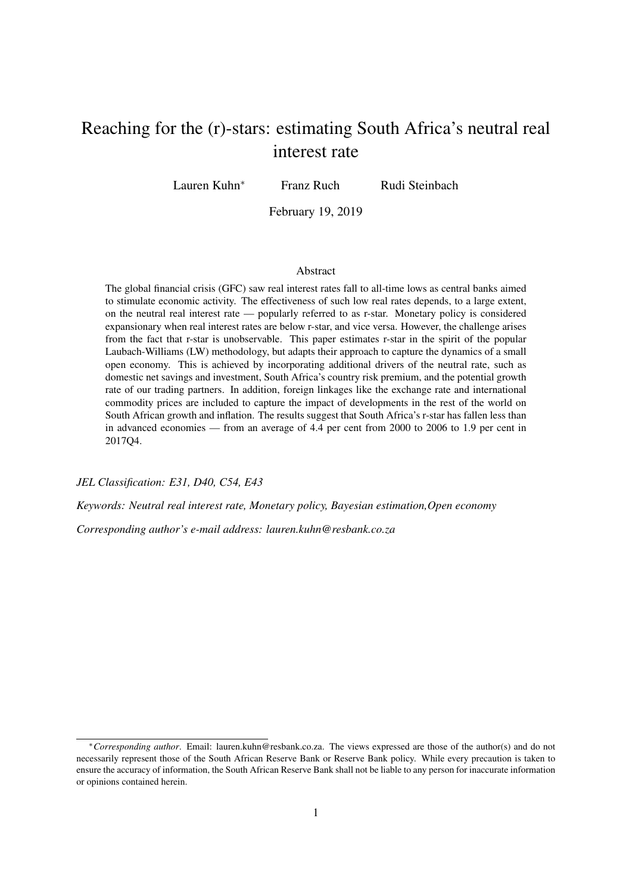# Reaching for the (r)-stars: estimating South Africa's neutral real interest rate

Lauren Kuhn[*] Franz Ruch Rudi Steinbach

February 19, 2019

## Abstract

The global financial crisis (GFC) saw real interest rates fall to all-time lows as central banks aimed to stimulate economic activity. The effectiveness of such low real rates depends, to a large extent, on the neutral real interest rate — popularly referred to as r-star. Monetary policy is considered expansionary when real interest rates are below r-star, and vice versa. However, the challenge arises from the fact that r-star is unobservable. This paper estimates r-star in the spirit of the popular Laubach-Williams (LW) methodology, but adapts their approach to capture the dynamics of a small open economy. This is achieved by incorporating additional drivers of the neutral rate, such as domestic net savings and investment, South Africa's country risk premium, and the potential growth rate of our trading partners. In addition, foreign linkages like the exchange rate and international commodity prices are included to capture the impact of developments in the rest of the world on South African growth and inflation. The results suggest that South Africa's r-star has fallen less than in advanced economies — from an average of 4.4 per cent from 2000 to 2006 to 1.9 per cent in 2017Q4.

*JEL Classification: E31, D40, C54, E43*

*Keywords: Neutral real interest rate, Monetary policy, Bayesian estimation,Open economy*

*Corresponding author's e-mail address: lauren.kuhn@resbank.co.za*

---

[*] *Corresponding author*. Email: lauren.kuhn@resbank.co.za. The views expressed are those of the author(s) and do not necessarily represent those of the South African Reserve Bank or Reserve Bank policy. While every precaution is taken to ensure the accuracy of information, the South African Reserve Bank shall not be liable to any person for inaccurate information or opinions contained herein.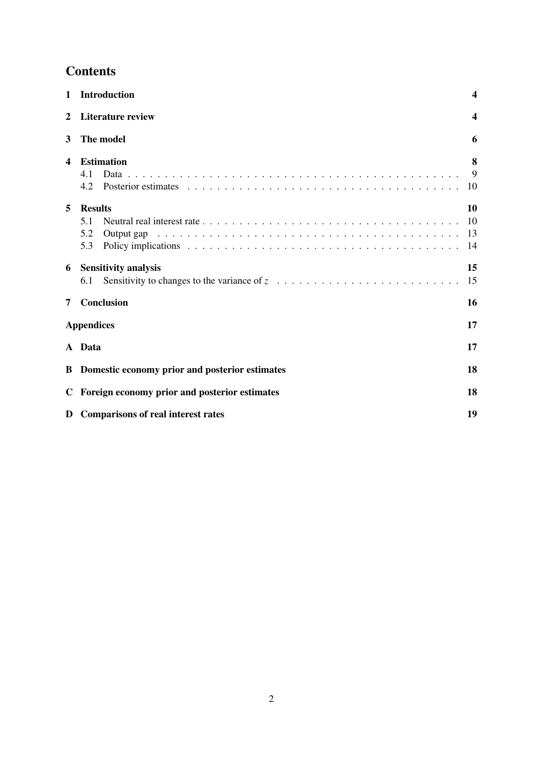## Contents

1 **Introduction** **4**

2 **Literature review** **4**

3 **The model** **6**

4 **Estimation** **8**
- 4.1 Data . . . . . . . . . . 9
- 4.2 Posterior estimates . . . . . . . . . . 10

5 **Results** **10**
- 5.1 Neutral real interest rate . . . . . . . . . . 10
- 5.2 Output gap . . . . . . . . . . 13
- 5.3 Policy implications . . . . . . . . . . 14

6 **Sensitivity analysis** **15**
- 6.1 Sensitivity to changes to the variance of $z$ . . . . . . . . . . 15

7 **Conclusion** **16**

**Appendices** **17**

A **Data** **17**

B **Domestic economy prior and posterior estimates** **18**

C **Foreign economy prior and posterior estimates** **18**

D **Comparisons of real interest rates** **19**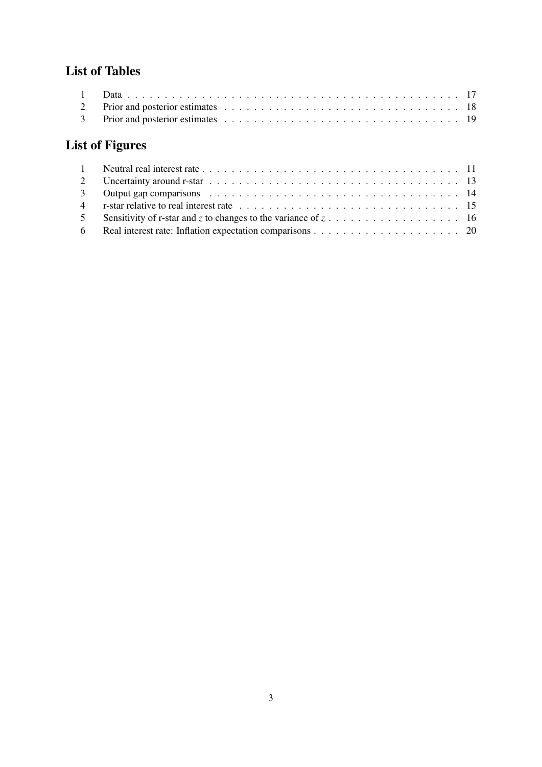## List of Tables

| | | |
|---|---|---|
| 1 | Data | 17 |
| 2 | Prior and posterior estimates | 18 |
| 3 | Prior and posterior estimates | 19 |

## List of Figures

| | | |
|---|---|---|
| 1 | Neutral real interest rate | 11 |
| 2 | Uncertainty around r-star | 13 |
| 3 | Output gap comparisons | 14 |
| 4 | r-star relative to real interest rate | 15 |
| 5 | Sensitivity of r-star and $z$ to changes to the variance of $z$ | 16 |
| 6 | Real interest rate: Inflation expectation comparisons | 20 |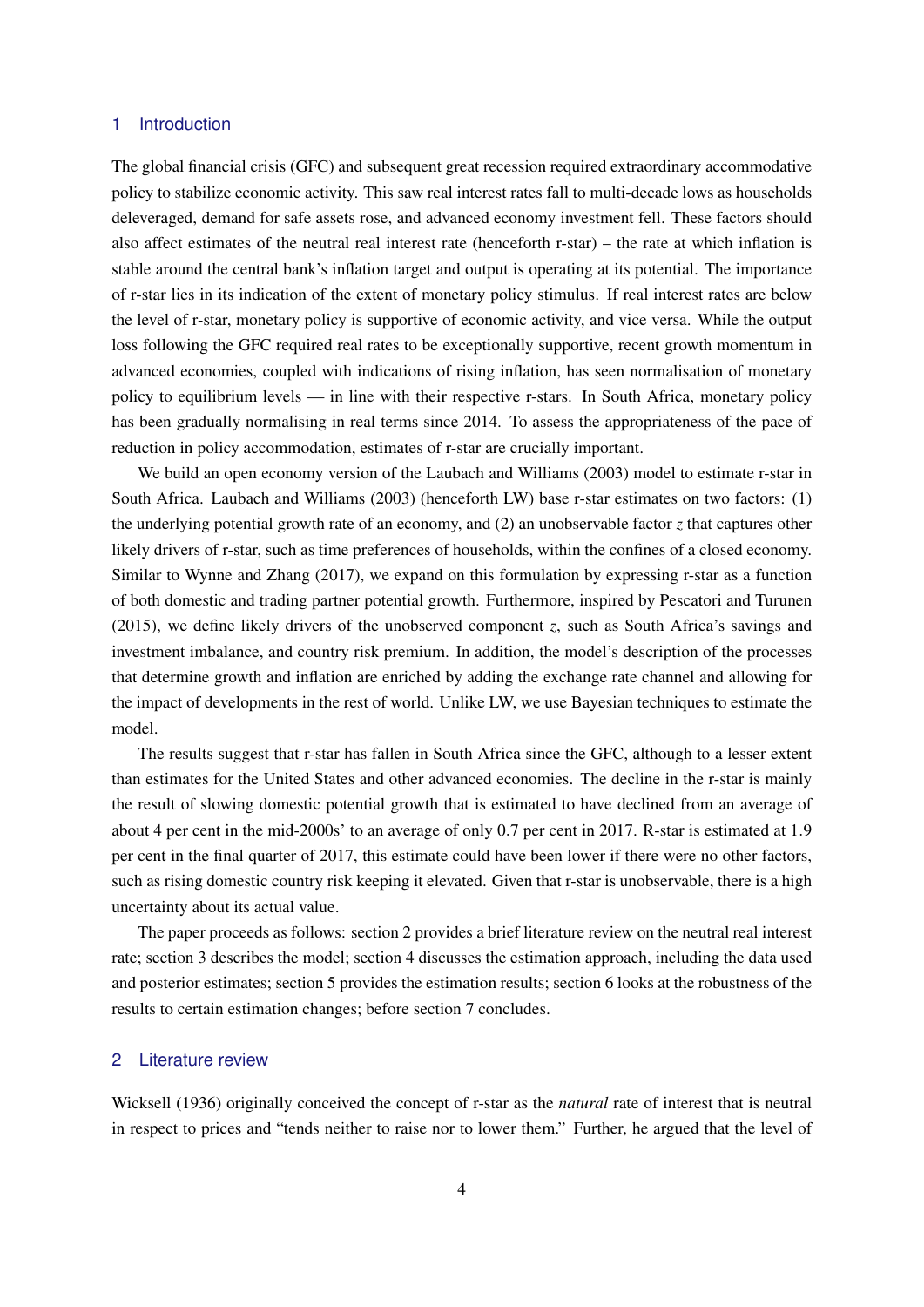## 1 Introduction

The global financial crisis (GFC) and subsequent great recession required extraordinary accommodative policy to stabilize economic activity. This saw real interest rates fall to multi-decade lows as households deleveraged, demand for safe assets rose, and advanced economy investment fell. These factors should also affect estimates of the neutral real interest rate (henceforth r-star) – the rate at which inflation is stable around the central bank's inflation target and output is operating at its potential. The importance of r-star lies in its indication of the extent of monetary policy stimulus. If real interest rates are below the level of r-star, monetary policy is supportive of economic activity, and vice versa. While the output loss following the GFC required real rates to be exceptionally supportive, recent growth momentum in advanced economies, coupled with indications of rising inflation, has seen normalisation of monetary policy to equilibrium levels — in line with their respective r-stars. In South Africa, monetary policy has been gradually normalising in real terms since 2014. To assess the appropriateness of the pace of reduction in policy accommodation, estimates of r-star are crucially important.

We build an open economy version of the Laubach and Williams (2003) model to estimate r-star in South Africa. Laubach and Williams (2003) (henceforth LW) base r-star estimates on two factors: (1) the underlying potential growth rate of an economy, and (2) an unobservable factor $z$ that captures other likely drivers of r-star, such as time preferences of households, within the confines of a closed economy. Similar to Wynne and Zhang (2017), we expand on this formulation by expressing r-star as a function of both domestic and trading partner potential growth. Furthermore, inspired by Pescatori and Turunen (2015), we define likely drivers of the unobserved component $z$, such as South Africa's savings and investment imbalance, and country risk premium. In addition, the model's description of the processes that determine growth and inflation are enriched by adding the exchange rate channel and allowing for the impact of developments in the rest of world. Unlike LW, we use Bayesian techniques to estimate the model.

The results suggest that r-star has fallen in South Africa since the GFC, although to a lesser extent than estimates for the United States and other advanced economies. The decline in the r-star is mainly the result of slowing domestic potential growth that is estimated to have declined from an average of about 4 per cent in the mid-2000s' to an average of only 0.7 per cent in 2017. R-star is estimated at 1.9 per cent in the final quarter of 2017, this estimate could have been lower if there were no other factors, such as rising domestic country risk keeping it elevated. Given that r-star is unobservable, there is a high uncertainty about its actual value.

The paper proceeds as follows: section 2 provides a brief literature review on the neutral real interest rate; section 3 describes the model; section 4 discusses the estimation approach, including the data used and posterior estimates; section 5 provides the estimation results; section 6 looks at the robustness of the results to certain estimation changes; before section 7 concludes.

## 2 Literature review

Wicksell (1936) originally conceived the concept of r-star as the *natural* rate of interest that is neutral in respect to prices and "tends neither to raise nor to lower them." Further, he argued that the level of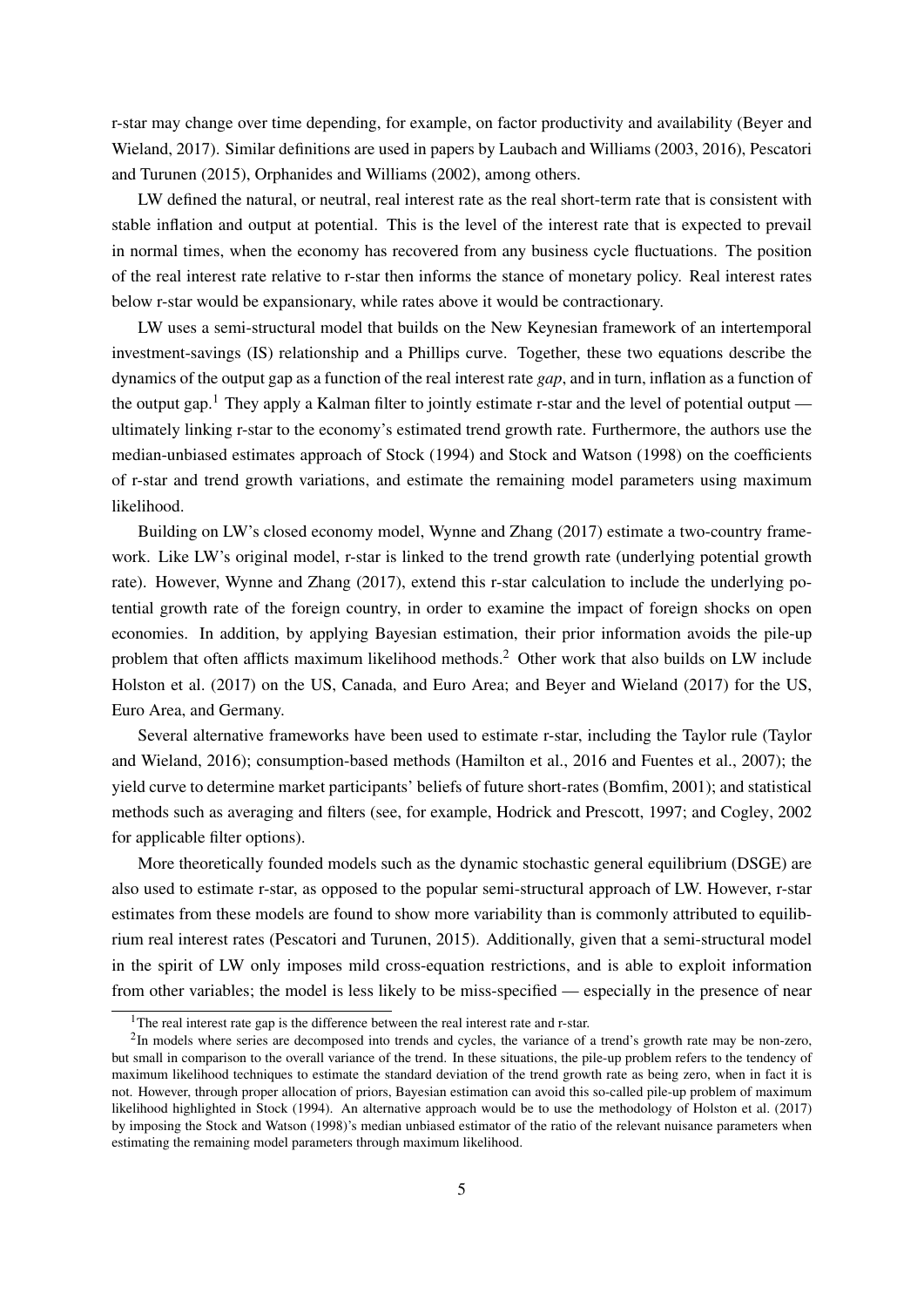r-star may change over time depending, for example, on factor productivity and availability (Beyer and Wieland, 2017). Similar definitions are used in papers by Laubach and Williams (2003, 2016), Pescatori and Turunen (2015), Orphanides and Williams (2002), among others.

LW defined the natural, or neutral, real interest rate as the real short-term rate that is consistent with stable inflation and output at potential. This is the level of the interest rate that is expected to prevail in normal times, when the economy has recovered from any business cycle fluctuations. The position of the real interest rate relative to r-star then informs the stance of monetary policy. Real interest rates below r-star would be expansionary, while rates above it would be contractionary.

LW uses a semi-structural model that builds on the New Keynesian framework of an intertemporal investment-savings (IS) relationship and a Phillips curve. Together, these two equations describe the dynamics of the output gap as a function of the real interest rate *gap*, and in turn, inflation as a function of the output gap.[1] They apply a Kalman filter to jointly estimate r-star and the level of potential output — ultimately linking r-star to the economy's estimated trend growth rate. Furthermore, the authors use the median-unbiased estimates approach of Stock (1994) and Stock and Watson (1998) on the coefficients of r-star and trend growth variations, and estimate the remaining model parameters using maximum likelihood.

Building on LW's closed economy model, Wynne and Zhang (2017) estimate a two-country framework. Like LW's original model, r-star is linked to the trend growth rate (underlying potential growth rate). However, Wynne and Zhang (2017), extend this r-star calculation to include the underlying potential growth rate of the foreign country, in order to examine the impact of foreign shocks on open economies. In addition, by applying Bayesian estimation, their prior information avoids the pile-up problem that often afflicts maximum likelihood methods.[2] Other work that also builds on LW include Holston et al. (2017) on the US, Canada, and Euro Area; and Beyer and Wieland (2017) for the US, Euro Area, and Germany.

Several alternative frameworks have been used to estimate r-star, including the Taylor rule (Taylor and Wieland, 2016); consumption-based methods (Hamilton et al., 2016 and Fuentes et al., 2007); the yield curve to determine market participants' beliefs of future short-rates (Bomfim, 2001); and statistical methods such as averaging and filters (see, for example, Hodrick and Prescott, 1997; and Cogley, 2002 for applicable filter options).

More theoretically founded models such as the dynamic stochastic general equilibrium (DSGE) are also used to estimate r-star, as opposed to the popular semi-structural approach of LW. However, r-star estimates from these models are found to show more variability than is commonly attributed to equilibrium real interest rates (Pescatori and Turunen, 2015). Additionally, given that a semi-structural model in the spirit of LW only imposes mild cross-equation restrictions, and is able to exploit information from other variables; the model is less likely to be miss-specified — especially in the presence of near

[1] The real interest rate gap is the difference between the real interest rate and r-star.

[2] In models where series are decomposed into trends and cycles, the variance of a trend's growth rate may be non-zero, but small in comparison to the overall variance of the trend. In these situations, the pile-up problem refers to the tendency of maximum likelihood techniques to estimate the standard deviation of the trend growth rate as being zero, when in fact it is not. However, through proper allocation of priors, Bayesian estimation can avoid this so-called pile-up problem of maximum likelihood highlighted in Stock (1994). An alternative approach would be to use the methodology of Holston et al. (2017) by imposing the Stock and Watson (1998)'s median unbiased estimator of the ratio of the relevant nuisance parameters when estimating the remaining model parameters through maximum likelihood.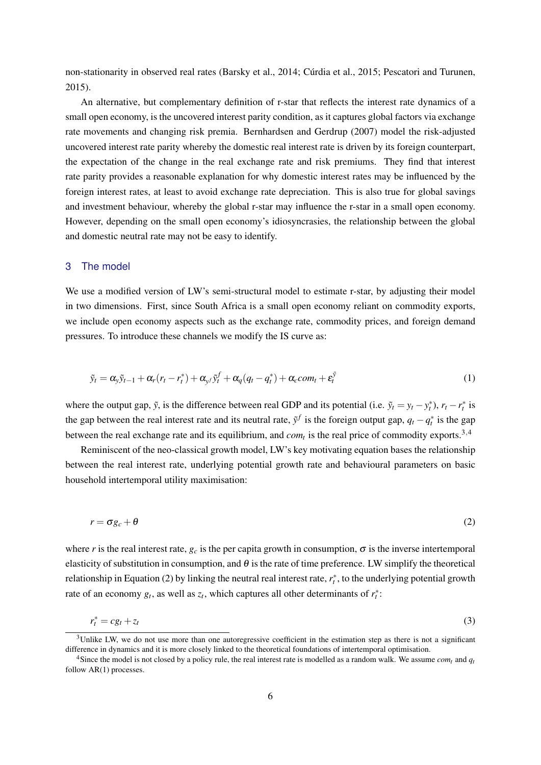non-stationarity in observed real rates (Barsky et al., 2014; Cúrdia et al., 2015; Pescatori and Turunen, 2015).

An alternative, but complementary definition of r-star that reflects the interest rate dynamics of a small open economy, is the uncovered interest parity condition, as it captures global factors via exchange rate movements and changing risk premia. Bernhardsen and Gerdrup (2007) model the risk-adjusted uncovered interest rate parity whereby the domestic real interest rate is driven by its foreign counterpart, the expectation of the change in the real exchange rate and risk premiums. They find that interest rate parity provides a reasonable explanation for why domestic interest rates may be influenced by the foreign interest rates, at least to avoid exchange rate depreciation. This is also true for global savings and investment behaviour, whereby the global r-star may influence the r-star in a small open economy. However, depending on the small open economy's idiosyncrasies, the relationship between the global and domestic neutral rate may not be easy to identify.

## 3 The model

We use a modified version of LW's semi-structural model to estimate r-star, by adjusting their model in two dimensions. First, since South Africa is a small open economy reliant on commodity exports, we include open economy aspects such as the exchange rate, commodity prices, and foreign demand pressures. To introduce these channels we modify the IS curve as:

$$\tilde{y}_t = \alpha_y \tilde{y}_{t-1} + \alpha_r (r_t - r_t^*) + \alpha_{y^f} \tilde{y}_t^f + \alpha_q (q_t - q_t^*) + \alpha_c com_t + \varepsilon_t^{\tilde{y}} \tag{1}$$

where the output gap, $\tilde{y}$, is the difference between real GDP and its potential (i.e. $\tilde{y}_t = y_t - y_t^*$), $r_t - r_t^*$ is the gap between the real interest rate and its neutral rate, $\tilde{y}^f$ is the foreign output gap, $q_t - q_t^*$ is the gap between the real exchange rate and its equilibrium, and $com_t$ is the real price of commodity exports.[3,4]

Reminiscent of the neo-classical growth model, LW's key motivating equation bases the relationship between the real interest rate, underlying potential growth rate and behavioural parameters on basic household intertemporal utility maximisation:

$$r = \sigma g_c + \theta \tag{2}$$

where $r$ is the real interest rate, $g_c$ is the per capita growth in consumption, $\sigma$ is the inverse intertemporal elasticity of substitution in consumption, and $\theta$ is the rate of time preference. LW simplify the theoretical relationship in Equation (2) by linking the neutral real interest rate, $r_t^*$, to the underlying potential growth rate of an economy $g_t$, as well as $z_t$, which captures all other determinants of $r_t^*$:

$$r_t^* = c g_t + z_t \tag{3}$$

[3] Unlike LW, we do not use more than one autoregressive coefficient in the estimation step as there is not a significant difference in dynamics and it is more closely linked to the theoretical foundations of intertemporal optimisation.

[4] Since the model is not closed by a policy rule, the real interest rate is modelled as a random walk. We assume $com_t$ and $q_t$ follow AR(1) processes.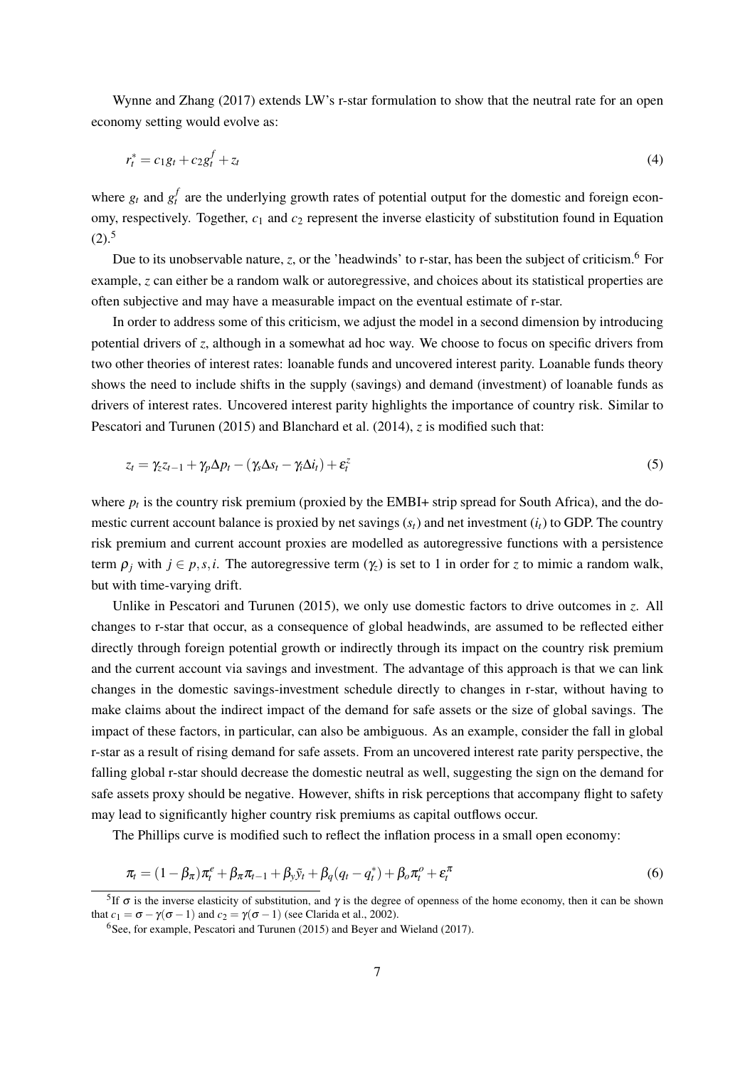Wynne and Zhang (2017) extends LW's r-star formulation to show that the neutral rate for an open economy setting would evolve as:

$$r_t^* = c_1 g_t + c_2 g_t^f + z_t \tag{4}$$

where $g_t$ and $g_t^f$ are the underlying growth rates of potential output for the domestic and foreign economy, respectively. Together, $c_1$ and $c_2$ represent the inverse elasticity of substitution found in Equation (2).[5]

Due to its unobservable nature, $z$, or the 'headwinds' to r-star, has been the subject of criticism.[6] For example, $z$ can either be a random walk or autoregressive, and choices about its statistical properties are often subjective and may have a measurable impact on the eventual estimate of r-star.

In order to address some of this criticism, we adjust the model in a second dimension by introducing potential drivers of $z$, although in a somewhat ad hoc way. We choose to focus on specific drivers from two other theories of interest rates: loanable funds and uncovered interest parity. Loanable funds theory shows the need to include shifts in the supply (savings) and demand (investment) of loanable funds as drivers of interest rates. Uncovered interest parity highlights the importance of country risk. Similar to Pescatori and Turunen (2015) and Blanchard et al. (2014), $z$ is modified such that:

$$z_t = \gamma_z z_{t-1} + \gamma_p \Delta p_t - (\gamma_s \Delta s_t - \gamma_i \Delta i_t) + \varepsilon_t^z \tag{5}$$

where $p_t$ is the country risk premium (proxied by the EMBI+ strip spread for South Africa), and the domestic current account balance is proxied by net savings ($s_t$) and net investment ($i_t$) to GDP. The country risk premium and current account proxies are modelled as autoregressive functions with a persistence term $\rho_j$ with $j \in p, s, i$. The autoregressive term ($\gamma_z$) is set to 1 in order for $z$ to mimic a random walk, but with time-varying drift.

Unlike in Pescatori and Turunen (2015), we only use domestic factors to drive outcomes in $z$. All changes to r-star that occur, as a consequence of global headwinds, are assumed to be reflected either directly through foreign potential growth or indirectly through its impact on the country risk premium and the current account via savings and investment. The advantage of this approach is that we can link changes in the domestic savings-investment schedule directly to changes in r-star, without having to make claims about the indirect impact of the demand for safe assets or the size of global savings. The impact of these factors, in particular, can also be ambiguous. As an example, consider the fall in global r-star as a result of rising demand for safe assets. From an uncovered interest rate parity perspective, the falling global r-star should decrease the domestic neutral as well, suggesting the sign on the demand for safe assets proxy should be negative. However, shifts in risk perceptions that accompany flight to safety may lead to significantly higher country risk premiums as capital outflows occur.

The Phillips curve is modified such to reflect the inflation process in a small open economy:

$$\pi_t = (1-\beta_\pi)\pi_t^e + \beta_\pi \pi_{t-1} + \beta_y \tilde{y}_t + \beta_q (q_t - q_t^*) + \beta_o \pi_t^o + \varepsilon_t^\pi \tag{6}$$

[5] If $\sigma$ is the inverse elasticity of substitution, and $\gamma$ is the degree of openness of the home economy, then it can be shown that $c_1 = \sigma - \gamma(\sigma - 1)$ and $c_2 = \gamma(\sigma - 1)$ (see Clarida et al., 2002).

[6] See, for example, Pescatori and Turunen (2015) and Beyer and Wieland (2017).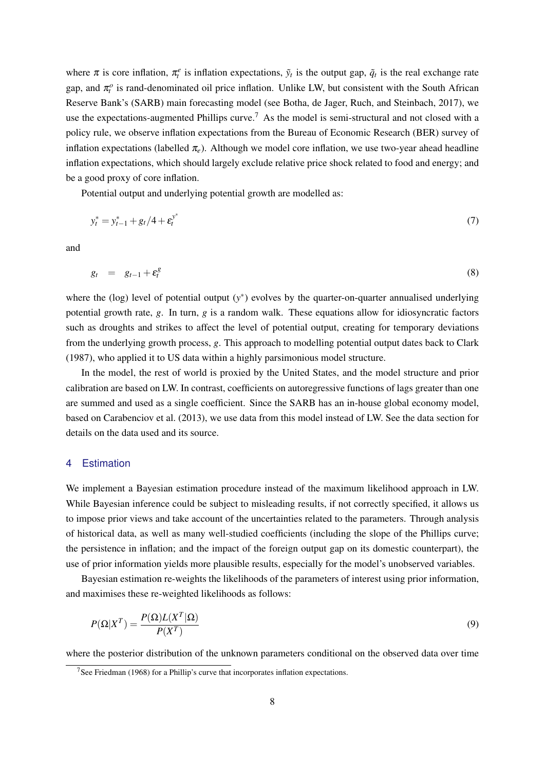where $\pi$ is core inflation, $\pi_t^e$ is inflation expectations, $\tilde{y}_t$ is the output gap, $\tilde{q}_t$ is the real exchange rate gap, and $\pi_t^o$ is rand-denominated oil price inflation. Unlike LW, but consistent with the South African Reserve Bank's (SARB) main forecasting model (see Botha, de Jager, Ruch, and Steinbach, 2017), we use the expectations-augmented Phillips curve.[7] As the model is semi-structural and not closed with a policy rule, we observe inflation expectations from the Bureau of Economic Research (BER) survey of inflation expectations (labelled $\pi_e$). Although we model core inflation, we use two-year ahead headline inflation expectations, which should largely exclude relative price shock related to food and energy; and be a good proxy of core inflation.

Potential output and underlying potential growth are modelled as:

$$y_t^* = y_{t-1}^* + g_t/4 + \varepsilon_t^{y^*} \tag{7}$$

and

$$g_t \quad = \quad g_{t-1} + \varepsilon_t^g \tag{8}$$

where the (log) level of potential output ($y^*$) evolves by the quarter-on-quarter annualised underlying potential growth rate, $g$. In turn, $g$ is a random walk. These equations allow for idiosyncratic factors such as droughts and strikes to affect the level of potential output, creating for temporary deviations from the underlying growth process, $g$. This approach to modelling potential output dates back to Clark (1987), who applied it to US data within a highly parsimonious model structure.

In the model, the rest of world is proxied by the United States, and the model structure and prior calibration are based on LW. In contrast, coefficients on autoregressive functions of lags greater than one are summed and used as a single coefficient. Since the SARB has an in-house global economy model, based on Carabenciov et al. (2013), we use data from this model instead of LW. See the data section for details on the data used and its source.

## 4 Estimation

We implement a Bayesian estimation procedure instead of the maximum likelihood approach in LW. While Bayesian inference could be subject to misleading results, if not correctly specified, it allows us to impose prior views and take account of the uncertainties related to the parameters. Through analysis of historical data, as well as many well-studied coefficients (including the slope of the Phillips curve; the persistence in inflation; and the impact of the foreign output gap on its domestic counterpart), the use of prior information yields more plausible results, especially for the model's unobserved variables.

Bayesian estimation re-weights the likelihoods of the parameters of interest using prior information, and maximises these re-weighted likelihoods as follows:

$$P(\Omega|X^T) = \frac{P(\Omega)L(X^T|\Omega)}{P(X^T)} \tag{9}$$

where the posterior distribution of the unknown parameters conditional on the observed data over time

[7] See Friedman (1968) for a Phillip's curve that incorporates inflation expectations.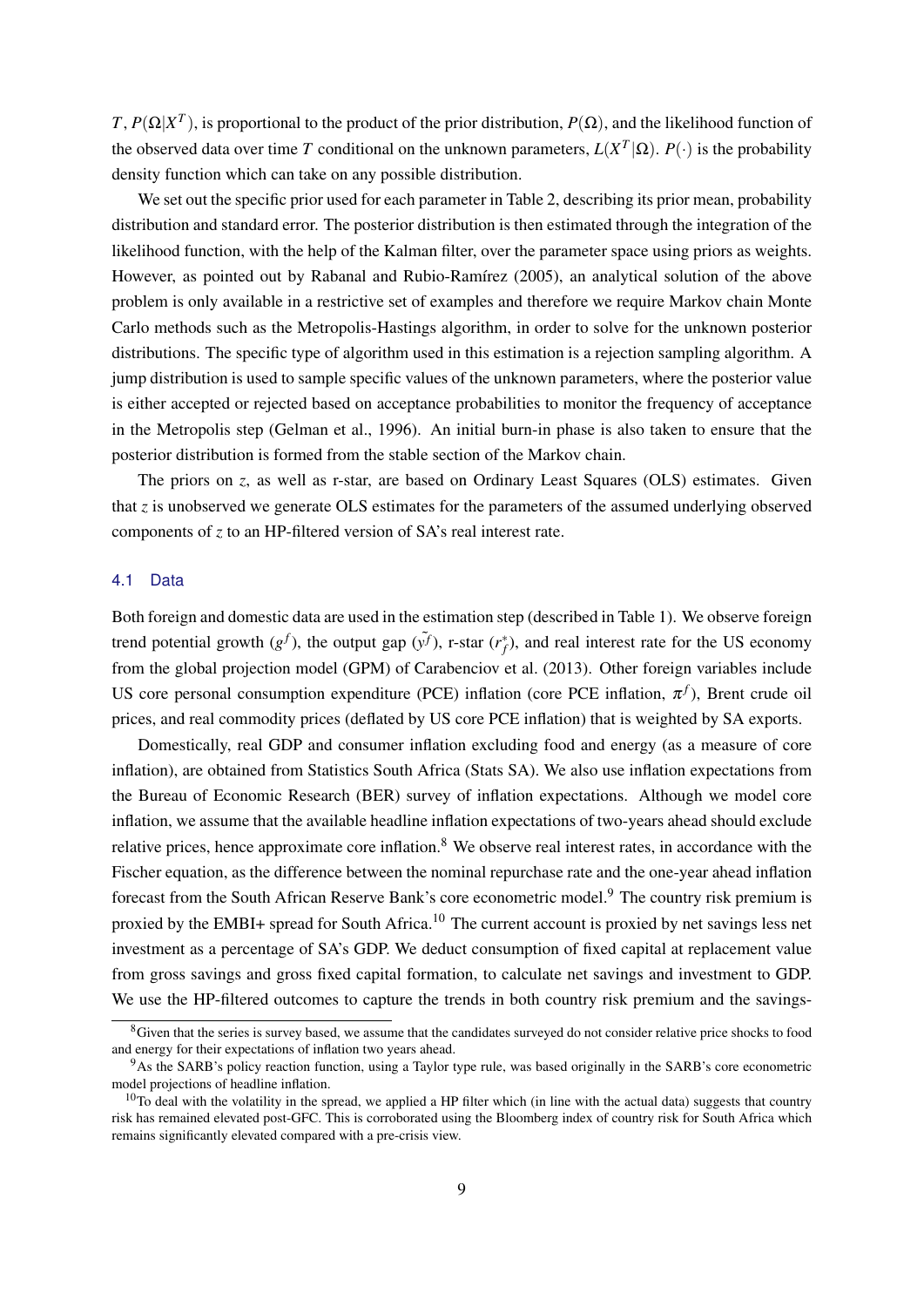$T$, $P(\Omega|X^T)$, is proportional to the product of the prior distribution, $P(\Omega)$, and the likelihood function of the observed data over time $T$ conditional on the unknown parameters, $L(X^T|\Omega)$. $P(\cdot)$ is the probability density function which can take on any possible distribution.

We set out the specific prior used for each parameter in Table 2, describing its prior mean, probability distribution and standard error. The posterior distribution is then estimated through the integration of the likelihood function, with the help of the Kalman filter, over the parameter space using priors as weights. However, as pointed out by Rabanal and Rubio-Ramírez (2005), an analytical solution of the above problem is only available in a restrictive set of examples and therefore we require Markov chain Monte Carlo methods such as the Metropolis-Hastings algorithm, in order to solve for the unknown posterior distributions. The specific type of algorithm used in this estimation is a rejection sampling algorithm. A jump distribution is used to sample specific values of the unknown parameters, where the posterior value is either accepted or rejected based on acceptance probabilities to monitor the frequency of acceptance in the Metropolis step (Gelman et al., 1996). An initial burn-in phase is also taken to ensure that the posterior distribution is formed from the stable section of the Markov chain.

The priors on $z$, as well as r-star, are based on Ordinary Least Squares (OLS) estimates. Given that $z$ is unobserved we generate OLS estimates for the parameters of the assumed underlying observed components of $z$ to an HP-filtered version of SA's real interest rate.

## 4.1 Data

Both foreign and domestic data are used in the estimation step (described in Table 1). We observe foreign trend potential growth ($g^f$), the output gap ($\tilde{y^f}$), r-star ($r_f^*$), and real interest rate for the US economy from the global projection model (GPM) of Carabenciov et al. (2013). Other foreign variables include US core personal consumption expenditure (PCE) inflation (core PCE inflation, $\pi^f$), Brent crude oil prices, and real commodity prices (deflated by US core PCE inflation) that is weighted by SA exports.

Domestically, real GDP and consumer inflation excluding food and energy (as a measure of core inflation), are obtained from Statistics South Africa (Stats SA). We also use inflation expectations from the Bureau of Economic Research (BER) survey of inflation expectations. Although we model core inflation, we assume that the available headline inflation expectations of two-years ahead should exclude relative prices, hence approximate core inflation.[8] We observe real interest rates, in accordance with the Fischer equation, as the difference between the nominal repurchase rate and the one-year ahead inflation forecast from the South African Reserve Bank's core econometric model.[9] The country risk premium is proxied by the EMBI+ spread for South Africa.[10] The current account is proxied by net savings less net investment as a percentage of SA's GDP. We deduct consumption of fixed capital at replacement value from gross savings and gross fixed capital formation, to calculate net savings and investment to GDP. We use the HP-filtered outcomes to capture the trends in both country risk premium and the savings-

---

[8] Given that the series is survey based, we assume that the candidates surveyed do not consider relative price shocks to food and energy for their expectations of inflation two years ahead.

[9] As the SARB's policy reaction function, using a Taylor type rule, was based originally in the SARB's core econometric model projections of headline inflation.

[10] To deal with the volatility in the spread, we applied a HP filter which (in line with the actual data) suggests that country risk has remained elevated post-GFC. This is corroborated using the Bloomberg index of country risk for South Africa which remains significantly elevated compared with a pre-crisis view.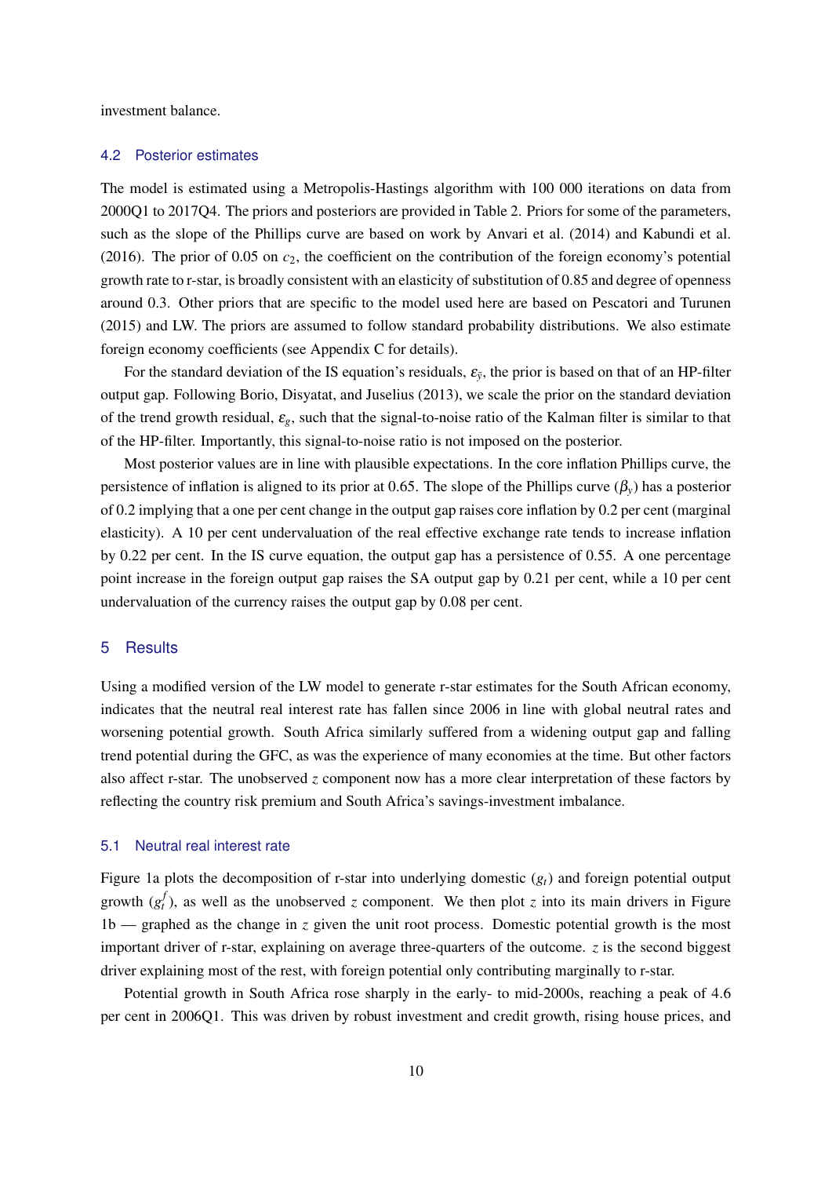investment balance.

### 4.2 Posterior estimates

The model is estimated using a Metropolis-Hastings algorithm with 100 000 iterations on data from 2000Q1 to 2017Q4. The priors and posteriors are provided in Table 2. Priors for some of the parameters, such as the slope of the Phillips curve are based on work by Anvari et al. (2014) and Kabundi et al. (2016). The prior of 0.05 on $c_2$, the coefficient on the contribution of the foreign economy's potential growth rate to r-star, is broadly consistent with an elasticity of substitution of 0.85 and degree of openness around 0.3. Other priors that are specific to the model used here are based on Pescatori and Turunen (2015) and LW. The priors are assumed to follow standard probability distributions. We also estimate foreign economy coefficients (see Appendix C for details).

For the standard deviation of the IS equation's residuals, $\varepsilon_{\tilde{y}}$, the prior is based on that of an HP-filter output gap. Following Borio, Disyatat, and Juselius (2013), we scale the prior on the standard deviation of the trend growth residual, $\varepsilon_g$, such that the signal-to-noise ratio of the Kalman filter is similar to that of the HP-filter. Importantly, this signal-to-noise ratio is not imposed on the posterior.

Most posterior values are in line with plausible expectations. In the core inflation Phillips curve, the persistence of inflation is aligned to its prior at 0.65. The slope of the Phillips curve ($\beta_y$) has a posterior of 0.2 implying that a one per cent change in the output gap raises core inflation by 0.2 per cent (marginal elasticity). A 10 per cent undervaluation of the real effective exchange rate tends to increase inflation by 0.22 per cent. In the IS curve equation, the output gap has a persistence of 0.55. A one percentage point increase in the foreign output gap raises the SA output gap by 0.21 per cent, while a 10 per cent undervaluation of the currency raises the output gap by 0.08 per cent.

## 5 Results

Using a modified version of the LW model to generate r-star estimates for the South African economy, indicates that the neutral real interest rate has fallen since 2006 in line with global neutral rates and worsening potential growth. South Africa similarly suffered from a widening output gap and falling trend potential during the GFC, as was the experience of many economies at the time. But other factors also affect r-star. The unobserved $z$ component now has a more clear interpretation of these factors by reflecting the country risk premium and South Africa's savings-investment imbalance.

### 5.1 Neutral real interest rate

Figure 1a plots the decomposition of r-star into underlying domestic ($g_t$) and foreign potential output growth ($g_t^f$), as well as the unobserved $z$ component. We then plot $z$ into its main drivers in Figure 1b — graphed as the change in $z$ given the unit root process. Domestic potential growth is the most important driver of r-star, explaining on average three-quarters of the outcome. $z$ is the second biggest driver explaining most of the rest, with foreign potential only contributing marginally to r-star.

Potential growth in South Africa rose sharply in the early- to mid-2000s, reaching a peak of 4.6 per cent in 2006Q1. This was driven by robust investment and credit growth, rising house prices, and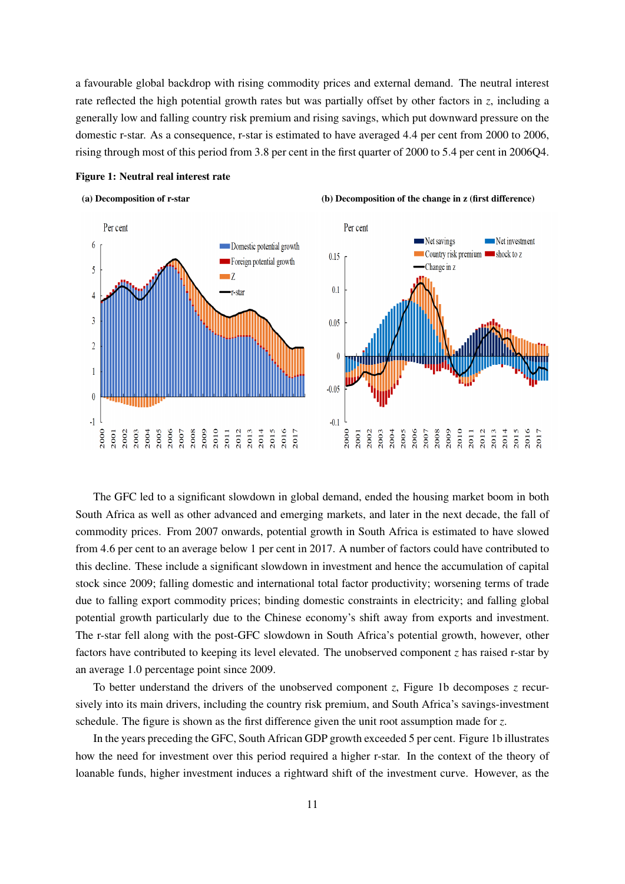a favourable global backdrop with rising commodity prices and external demand. The neutral interest rate reflected the high potential growth rates but was partially offset by other factors in $z$, including a generally low and falling country risk premium and rising savings, which put downward pressure on the domestic r-star. As a consequence, r-star is estimated to have averaged 4.4 per cent from 2000 to 2006, rising through most of this period from 3.8 per cent in the first quarter of 2000 to 5.4 per cent in 2006Q4.

**Figure 1: Neutral real interest rate**

**(a) Decomposition of r-star** **(b) Decomposition of the change in z (first difference)**

The GFC led to a significant slowdown in global demand, ended the housing market boom in both South Africa as well as other advanced and emerging markets, and later in the next decade, the fall of commodity prices. From 2007 onwards, potential growth in South Africa is estimated to have slowed from 4.6 per cent to an average below 1 per cent in 2017. A number of factors could have contributed to this decline. These include a significant slowdown in investment and hence the accumulation of capital stock since 2009; falling domestic and international total factor productivity; worsening terms of trade due to falling export commodity prices; binding domestic constraints in electricity; and falling global potential growth particularly due to the Chinese economy's shift away from exports and investment. The r-star fell along with the post-GFC slowdown in South Africa's potential growth, however, other factors have contributed to keeping its level elevated. The unobserved component $z$ has raised r-star by an average 1.0 percentage point since 2009.

To better understand the drivers of the unobserved component $z$, Figure 1b decomposes $z$ recursively into its main drivers, including the country risk premium, and South Africa's savings-investment schedule. The figure is shown as the first difference given the unit root assumption made for $z$.

In the years preceding the GFC, South African GDP growth exceeded 5 per cent. Figure 1b illustrates how the need for investment over this period required a higher r-star. In the context of the theory of loanable funds, higher investment induces a rightward shift of the investment curve. However, as the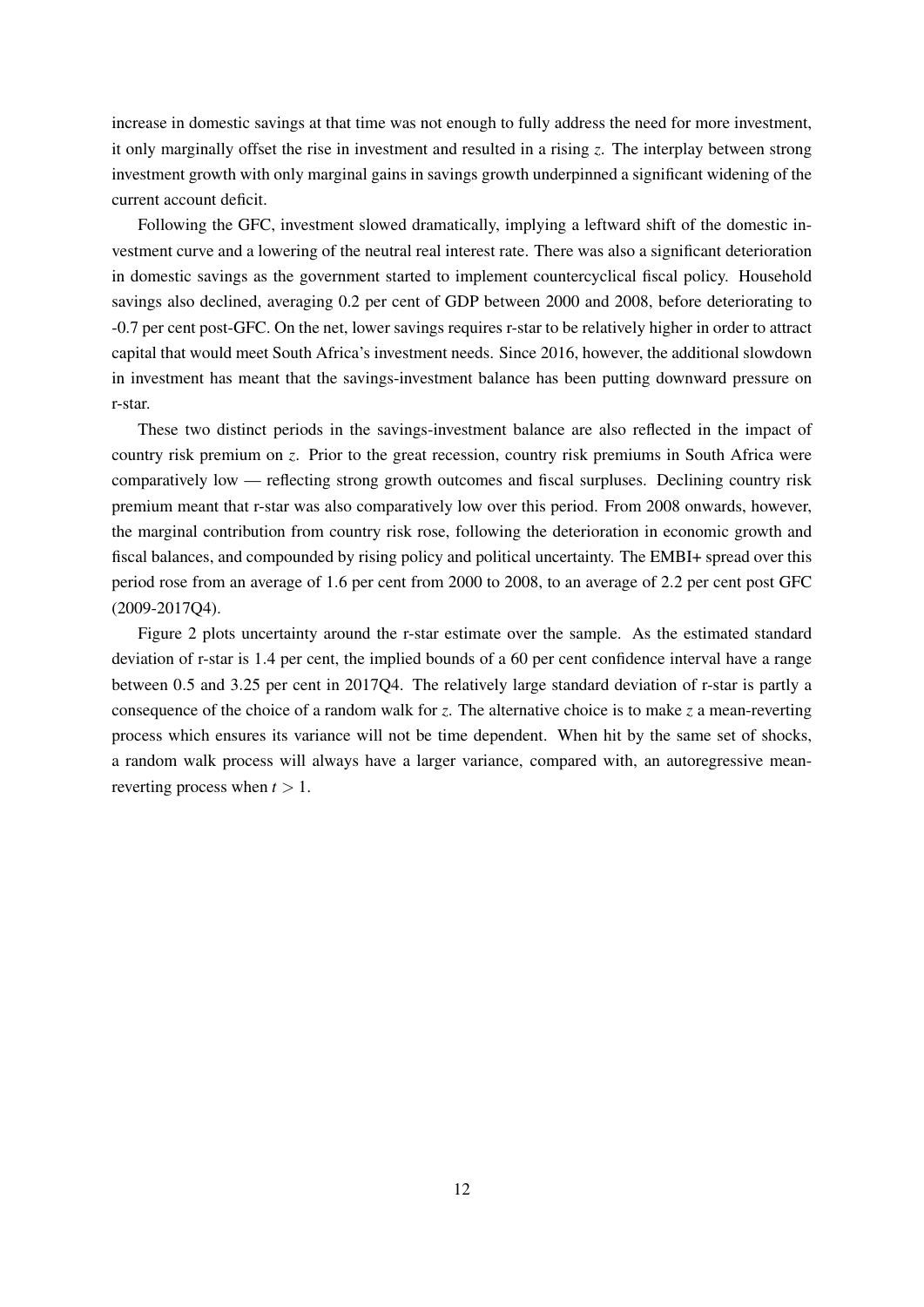increase in domestic savings at that time was not enough to fully address the need for more investment, it only marginally offset the rise in investment and resulted in a rising $z$. The interplay between strong investment growth with only marginal gains in savings growth underpinned a significant widening of the current account deficit.

Following the GFC, investment slowed dramatically, implying a leftward shift of the domestic investment curve and a lowering of the neutral real interest rate. There was also a significant deterioration in domestic savings as the government started to implement countercyclical fiscal policy. Household savings also declined, averaging 0.2 per cent of GDP between 2000 and 2008, before deteriorating to -0.7 per cent post-GFC. On the net, lower savings requires r-star to be relatively higher in order to attract capital that would meet South Africa's investment needs. Since 2016, however, the additional slowdown in investment has meant that the savings-investment balance has been putting downward pressure on r-star.

These two distinct periods in the savings-investment balance are also reflected in the impact of country risk premium on $z$. Prior to the great recession, country risk premiums in South Africa were comparatively low — reflecting strong growth outcomes and fiscal surpluses. Declining country risk premium meant that r-star was also comparatively low over this period. From 2008 onwards, however, the marginal contribution from country risk rose, following the deterioration in economic growth and fiscal balances, and compounded by rising policy and political uncertainty. The EMBI+ spread over this period rose from an average of 1.6 per cent from 2000 to 2008, to an average of 2.2 per cent post GFC (2009-2017Q4).

Figure 2 plots uncertainty around the r-star estimate over the sample. As the estimated standard deviation of r-star is 1.4 per cent, the implied bounds of a 60 per cent confidence interval have a range between 0.5 and 3.25 per cent in 2017Q4. The relatively large standard deviation of r-star is partly a consequence of the choice of a random walk for $z$. The alternative choice is to make $z$ a mean-reverting process which ensures its variance will not be time dependent. When hit by the same set of shocks, a random walk process will always have a larger variance, compared with, an autoregressive mean-reverting process when $t > 1$.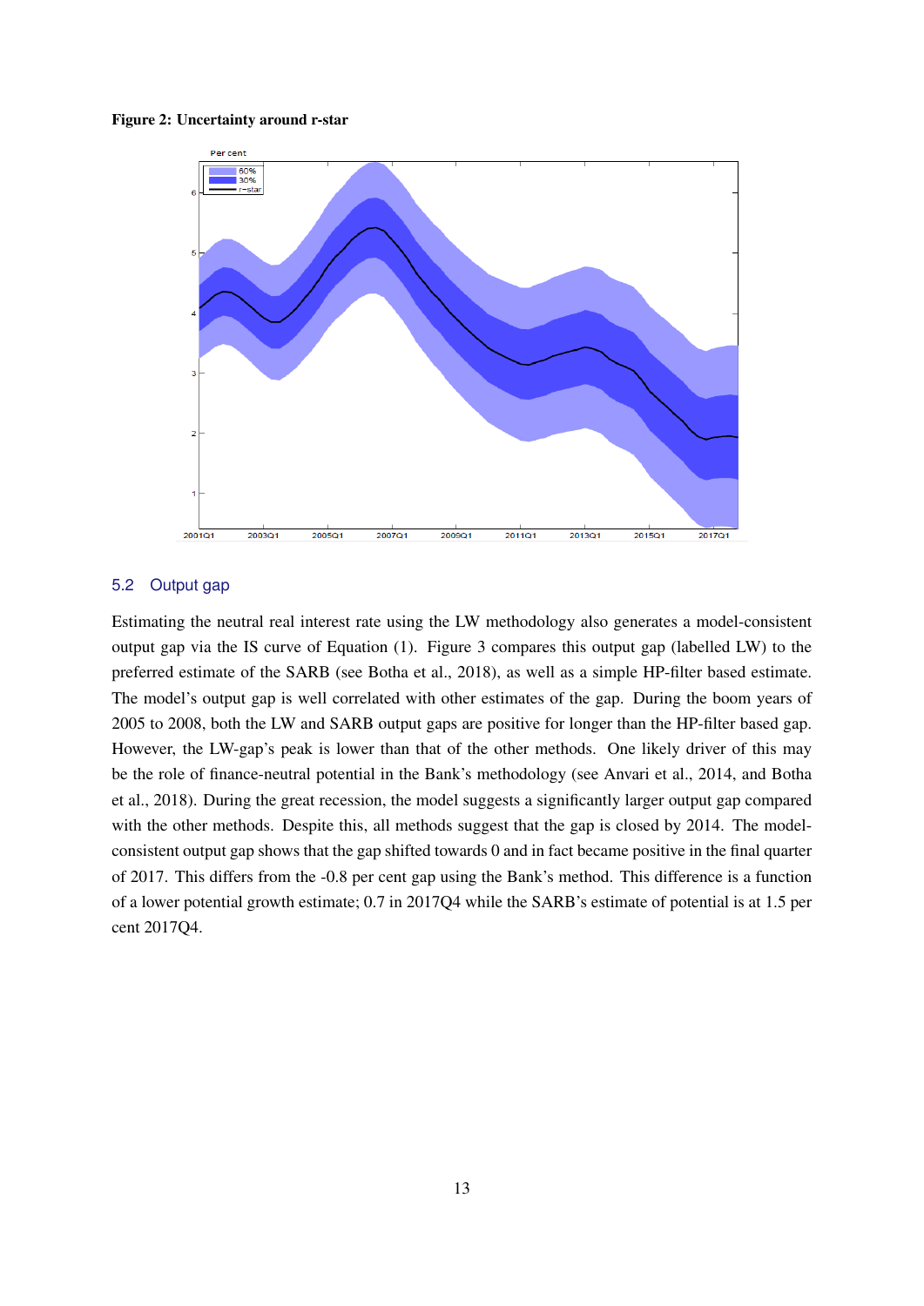**Figure 2: Uncertainty around r-star**

## 5.2 Output gap

Estimating the neutral real interest rate using the LW methodology also generates a model-consistent output gap via the IS curve of Equation (1). Figure 3 compares this output gap (labelled LW) to the preferred estimate of the SARB (see Botha et al., 2018), as well as a simple HP-filter based estimate. The model's output gap is well correlated with other estimates of the gap. During the boom years of 2005 to 2008, both the LW and SARB output gaps are positive for longer than the HP-filter based gap. However, the LW-gap's peak is lower than that of the other methods. One likely driver of this may be the role of finance-neutral potential in the Bank's methodology (see Anvari et al., 2014, and Botha et al., 2018). During the great recession, the model suggests a significantly larger output gap compared with the other methods. Despite this, all methods suggest that the gap is closed by 2014. The model-consistent output gap shows that the gap shifted towards 0 and in fact became positive in the final quarter of 2017. This differs from the -0.8 per cent gap using the Bank's method. This difference is a function of a lower potential growth estimate; 0.7 in 2017Q4 while the SARB's estimate of potential is at 1.5 per cent 2017Q4.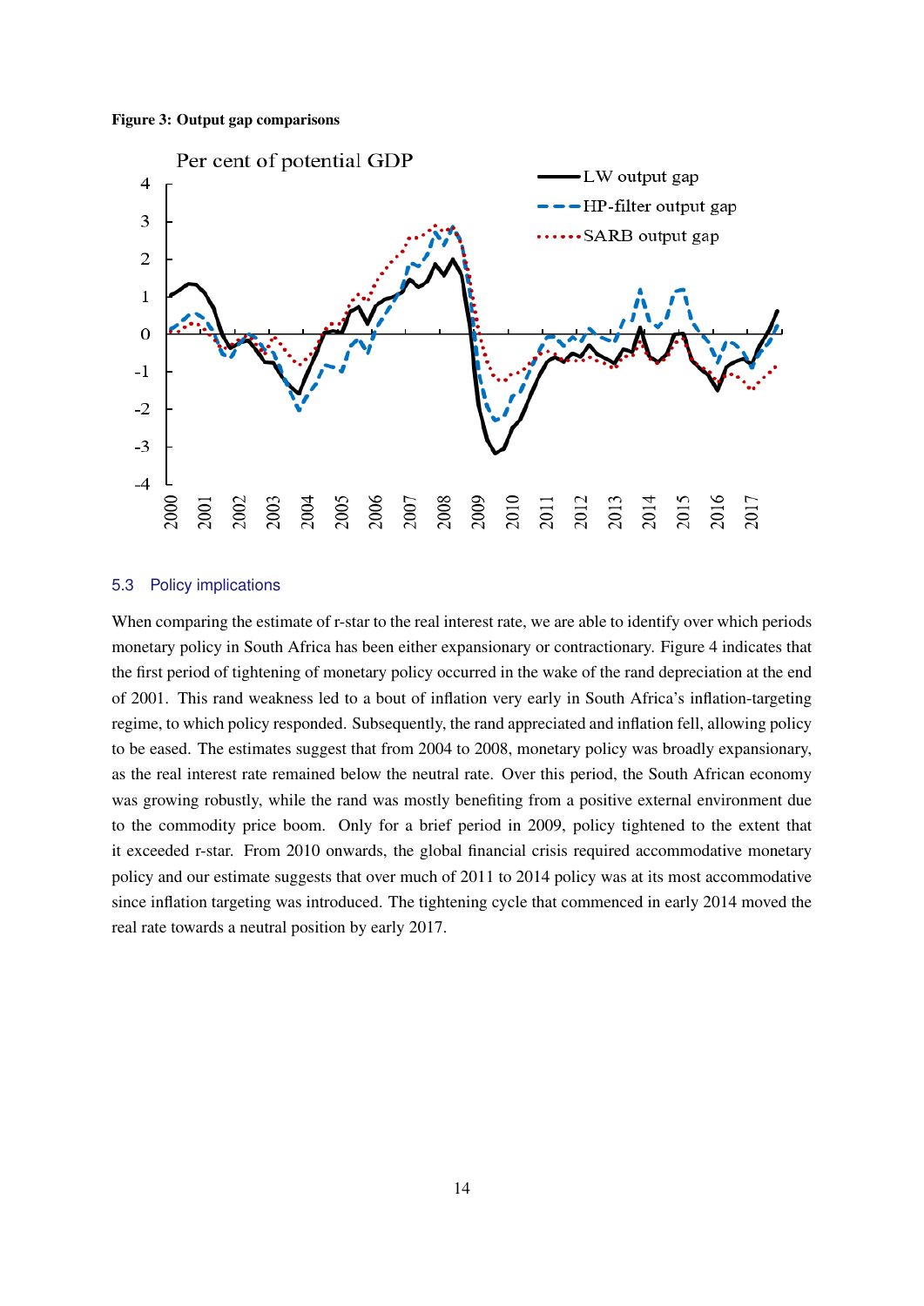**Figure 3: Output gap comparisons**

### 5.3 Policy implications

When comparing the estimate of r-star to the real interest rate, we are able to identify over which periods monetary policy in South Africa has been either expansionary or contractionary. Figure 4 indicates that the first period of tightening of monetary policy occurred in the wake of the rand depreciation at the end of 2001. This rand weakness led to a bout of inflation very early in South Africa's inflation-targeting regime, to which policy responded. Subsequently, the rand appreciated and inflation fell, allowing policy to be eased. The estimates suggest that from 2004 to 2008, monetary policy was broadly expansionary, as the real interest rate remained below the neutral rate. Over this period, the South African economy was growing robustly, while the rand was mostly benefiting from a positive external environment due to the commodity price boom. Only for a brief period in 2009, policy tightened to the extent that it exceeded r-star. From 2010 onwards, the global financial crisis required accommodative monetary policy and our estimate suggests that over much of 2011 to 2014 policy was at its most accommodative since inflation targeting was introduced. The tightening cycle that commenced in early 2014 moved the real rate towards a neutral position by early 2017.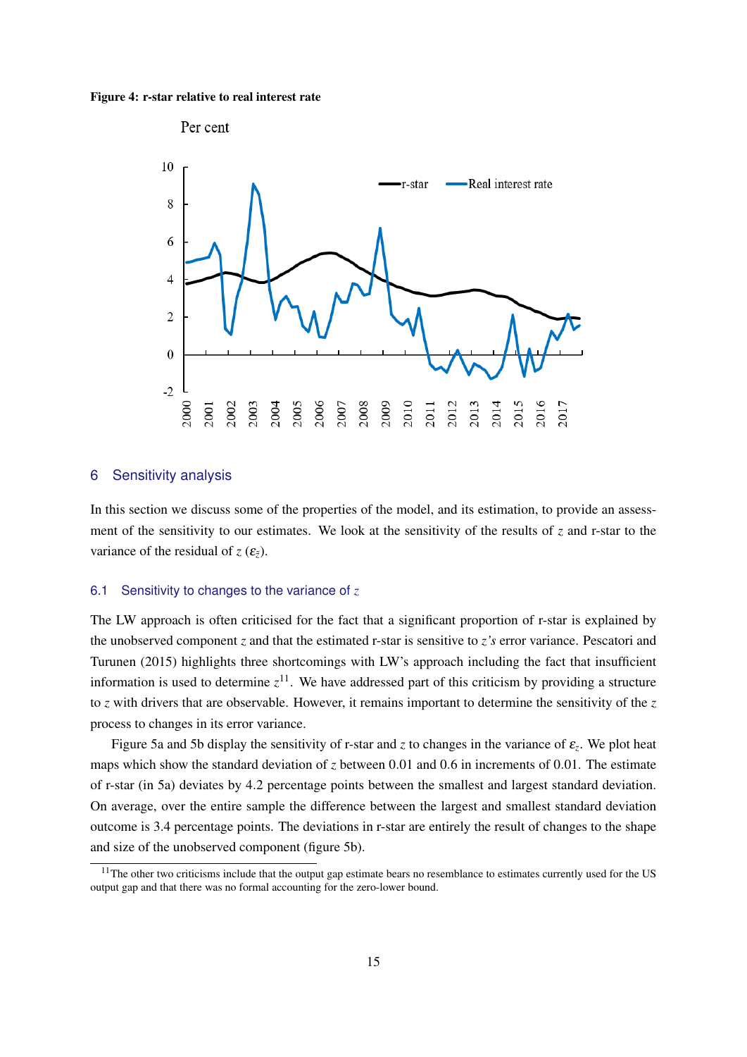**Figure 4: r-star relative to real interest rate**

## 6 Sensitivity analysis

In this section we discuss some of the properties of the model, and its estimation, to provide an assessment of the sensitivity to our estimates. We look at the sensitivity of the results of $z$ and r-star to the variance of the residual of $z$ ($\varepsilon_z$).

### 6.1 Sensitivity to changes to the variance of $z$

The LW approach is often criticised for the fact that a significant proportion of r-star is explained by the unobserved component $z$ and that the estimated r-star is sensitive to $z$'s error variance. Pescatori and Turunen (2015) highlights three shortcomings with LW's approach including the fact that insufficient information is used to determine $z$[11]. We have addressed part of this criticism by providing a structure to $z$ with drivers that are observable. However, it remains important to determine the sensitivity of the $z$ process to changes in its error variance.

Figure 5a and 5b display the sensitivity of r-star and $z$ to changes in the variance of $\varepsilon_z$. We plot heat maps which show the standard deviation of $z$ between 0.01 and 0.6 in increments of 0.01. The estimate of r-star (in 5a) deviates by 4.2 percentage points between the smallest and largest standard deviation. On average, over the entire sample the difference between the largest and smallest standard deviation outcome is 3.4 percentage points. The deviations in r-star are entirely the result of changes to the shape and size of the unobserved component (figure 5b).

[11] The other two criticisms include that the output gap estimate bears no resemblance to estimates currently used for the US output gap and that there was no formal accounting for the zero-lower bound.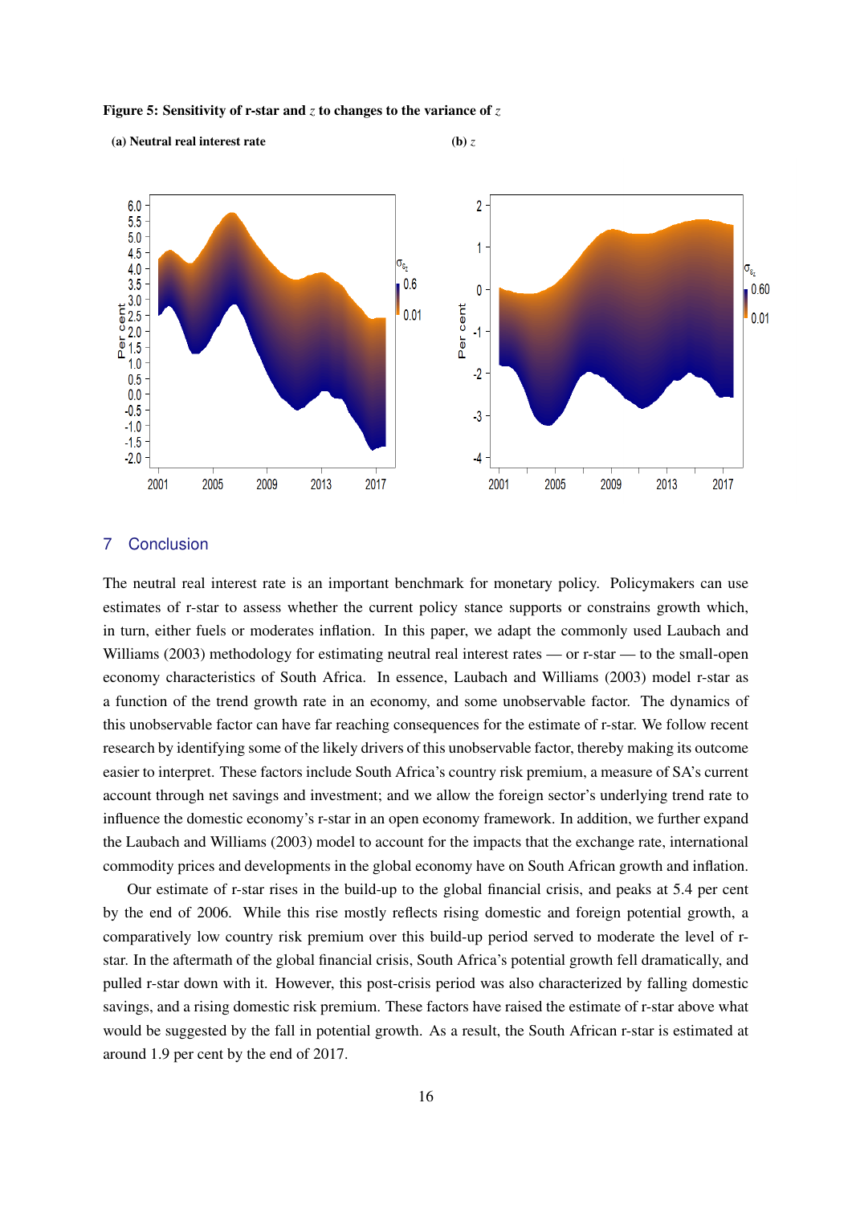**Figure 5: Sensitivity of r-star and $z$ to changes to the variance of $z$**

**(a) Neutral real interest rate**

**(b)** $z$

## 7 Conclusion

The neutral real interest rate is an important benchmark for monetary policy. Policymakers can use estimates of r-star to assess whether the current policy stance supports or constrains growth which, in turn, either fuels or moderates inflation. In this paper, we adapt the commonly used Laubach and Williams (2003) methodology for estimating neutral real interest rates — or r-star — to the small-open economy characteristics of South Africa. In essence, Laubach and Williams (2003) model r-star as a function of the trend growth rate in an economy, and some unobservable factor. The dynamics of this unobservable factor can have far reaching consequences for the estimate of r-star. We follow recent research by identifying some of the likely drivers of this unobservable factor, thereby making its outcome easier to interpret. These factors include South Africa's country risk premium, a measure of SA's current account through net savings and investment; and we allow the foreign sector's underlying trend rate to influence the domestic economy's r-star in an open economy framework. In addition, we further expand the Laubach and Williams (2003) model to account for the impacts that the exchange rate, international commodity prices and developments in the global economy have on South African growth and inflation.

Our estimate of r-star rises in the build-up to the global financial crisis, and peaks at 5.4 per cent by the end of 2006. While this rise mostly reflects rising domestic and foreign potential growth, a comparatively low country risk premium over this build-up period served to moderate the level of r-star. In the aftermath of the global financial crisis, South Africa's potential growth fell dramatically, and pulled r-star down with it. However, this post-crisis period was also characterized by falling domestic savings, and a rising domestic risk premium. These factors have raised the estimate of r-star above what would be suggested by the fall in potential growth. As a result, the South African r-star is estimated at around 1.9 per cent by the end of 2017.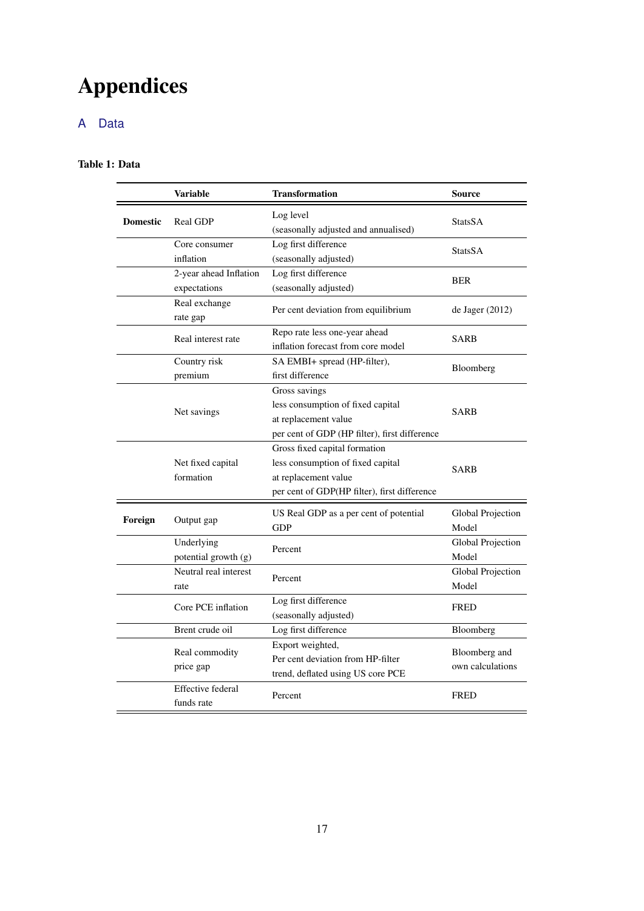# Appendices

## A Data

**Table 1: Data**

| | Variable | Transformation | Source |
|---|---|---|---|
| **Domestic** | Real GDP | Log level (seasonally adjusted and annualised) | StatsSA |
| | Core consumer inflation | Log first difference (seasonally adjusted) | StatsSA |
| | 2-year ahead Inflation expectations | Log first difference (seasonally adjusted) | BER |
| | Real exchange rate gap | Per cent deviation from equilibrium | de Jager (2012) |
| | Real interest rate | Repo rate less one-year ahead inflation forecast from core model | SARB |
| | Country risk premium | SA EMBI+ spread (HP-filter), first difference | Bloomberg |
| | Net savings | Gross savings less consumption of fixed capital at replacement value per cent of GDP (HP filter), first difference | SARB |
| | Net fixed capital formation | Gross fixed capital formation less consumption of fixed capital at replacement value per cent of GDP(HP filter), first difference | SARB |
| **Foreign** | Output gap | US Real GDP as a per cent of potential GDP | Global Projection Model |
| | Underlying potential growth (g) | Percent | Global Projection Model |
| | Neutral real interest rate | Percent | Global Projection Model |
| | Core PCE inflation | Log first difference (seasonally adjusted) | FRED |
| | Brent crude oil | Log first difference | Bloomberg |
| | Real commodity price gap | Export weighted, Per cent deviation from HP-filter trend, deflated using US core PCE | Bloomberg and own calculations |
| | Effective federal funds rate | Percent | FRED |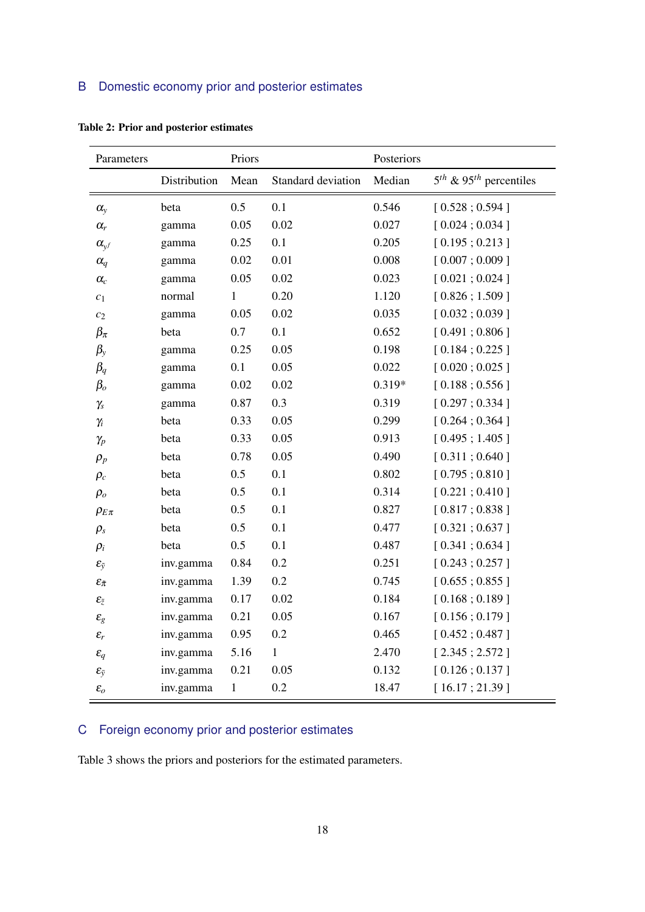## B Domestic economy prior and posterior estimates

**Table 2: Prior and posterior estimates**

| Parameters | Priors | | | Posteriors | |
|---|---|---|---|---|---|
| | Distribution | Mean | Standard deviation | Median | $5^{th}$ & $95^{th}$ percentiles |
| $\alpha_y$ | beta | 0.5 | 0.1 | 0.546 | [ 0.528 ; 0.594 ] |
| $\alpha_r$ | gamma | 0.05 | 0.02 | 0.027 | [ 0.024 ; 0.034 ] |
| $\alpha_{yf}$ | gamma | 0.25 | 0.1 | 0.205 | [ 0.195 ; 0.213 ] |
| $\alpha_q$ | gamma | 0.02 | 0.01 | 0.008 | [ 0.007 ; 0.009 ] |
| $\alpha_c$ | gamma | 0.05 | 0.02 | 0.023 | [ 0.021 ; 0.024 ] |
| $c_1$ | normal | 1 | 0.20 | 1.120 | [ 0.826 ; 1.509 ] |
| $c_2$ | gamma | 0.05 | 0.02 | 0.035 | [ 0.032 ; 0.039 ] |
| $\beta_\pi$ | beta | 0.7 | 0.1 | 0.652 | [ 0.491 ; 0.806 ] |
| $\beta_y$ | gamma | 0.25 | 0.05 | 0.198 | [ 0.184 ; 0.225 ] |
| $\beta_q$ | gamma | 0.1 | 0.05 | 0.022 | [ 0.020 ; 0.025 ] |
| $\beta_o$ | gamma | 0.02 | 0.02 | 0.319* | [ 0.188 ; 0.556 ] |
| $\gamma_s$ | gamma | 0.87 | 0.3 | 0.319 | [ 0.297 ; 0.334 ] |
| $\gamma_i$ | beta | 0.33 | 0.05 | 0.299 | [ 0.264 ; 0.364 ] |
| $\gamma_p$ | beta | 0.33 | 0.05 | 0.913 | [ 0.495 ; 1.405 ] |
| $\rho_p$ | beta | 0.78 | 0.05 | 0.490 | [ 0.311 ; 0.640 ] |
| $\rho_c$ | beta | 0.5 | 0.1 | 0.802 | [ 0.795 ; 0.810 ] |
| $\rho_o$ | beta | 0.5 | 0.1 | 0.314 | [ 0.221 ; 0.410 ] |
| $\rho_{E\pi}$ | beta | 0.5 | 0.1 | 0.827 | [ 0.817 ; 0.838 ] |
| $\rho_s$ | beta | 0.5 | 0.1 | 0.477 | [ 0.321 ; 0.637 ] |
| $\rho_i$ | beta | 0.5 | 0.1 | 0.487 | [ 0.341 ; 0.634 ] |
| $\varepsilon_{\tilde{y}}$ | inv.gamma | 0.84 | 0.2 | 0.251 | [ 0.243 ; 0.257 ] |
| $\varepsilon_{\tilde{\pi}}$ | inv.gamma | 1.39 | 0.2 | 0.745 | [ 0.655 ; 0.855 ] |
| $\varepsilon_{\tilde{z}}$ | inv.gamma | 0.17 | 0.02 | 0.184 | [ 0.168 ; 0.189 ] |
| $\varepsilon_g$ | inv.gamma | 0.21 | 0.05 | 0.167 | [ 0.156 ; 0.179 ] |
| $\varepsilon_r$ | inv.gamma | 0.95 | 0.2 | 0.465 | [ 0.452 ; 0.487 ] |
| $\varepsilon_q$ | inv.gamma | 5.16 | 1 | 2.470 | [ 2.345 ; 2.572 ] |
| $\varepsilon_{\bar{y}}$ | inv.gamma | 0.21 | 0.05 | 0.132 | [ 0.126 ; 0.137 ] |
| $\varepsilon_o$ | inv.gamma | 1 | 0.2 | 18.47 | [ 16.17 ; 21.39 ] |

## C Foreign economy prior and posterior estimates

Table 3 shows the priors and posteriors for the estimated parameters.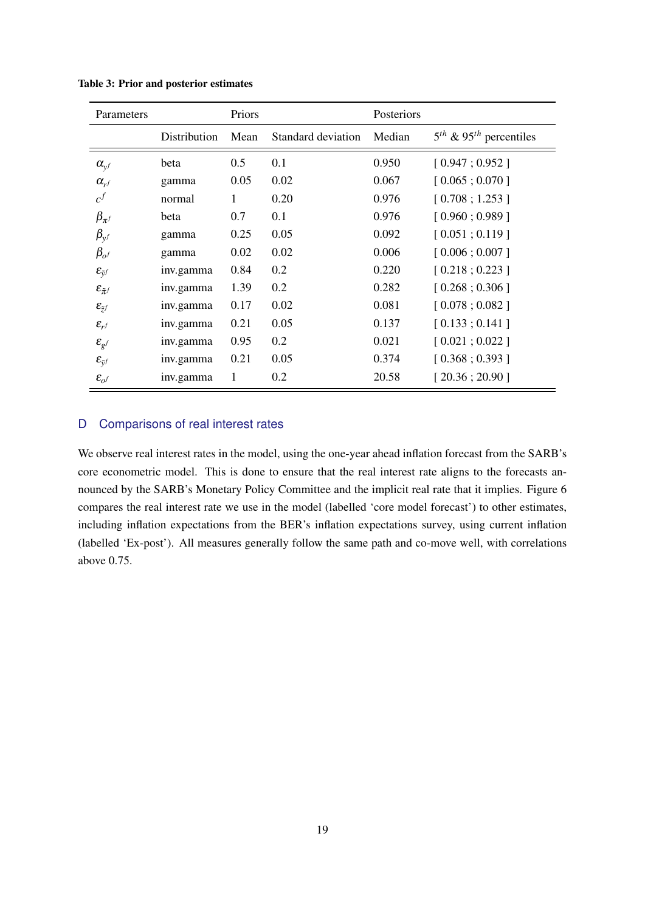**Table 3: Prior and posterior estimates**

| Parameters | Priors | | | Posteriors | |
|---|---|---|---|---|---|
| | Distribution | Mean | Standard deviation | Median | $5^{th}$ & $95^{th}$ percentiles |
| $\alpha_{y^f}$ | beta | 0.5 | 0.1 | 0.950 | [ 0.947 ; 0.952 ] |
| $\alpha_{r^f}$ | gamma | 0.05 | 0.02 | 0.067 | [ 0.065 ; 0.070 ] |
| $c^f$ | normal | 1 | 0.20 | 0.976 | [ 0.708 ; 1.253 ] |
| $\beta_{\pi^f}$ | beta | 0.7 | 0.1 | 0.976 | [ 0.960 ; 0.989 ] |
| $\beta_{y^f}$ | gamma | 0.25 | 0.05 | 0.092 | [ 0.051 ; 0.119 ] |
| $\beta_{o^f}$ | gamma | 0.02 | 0.02 | 0.006 | [ 0.006 ; 0.007 ] |
| $\varepsilon_{\tilde{y}^f}$ | inv.gamma | 0.84 | 0.2 | 0.220 | [ 0.218 ; 0.223 ] |
| $\varepsilon_{\tilde{\pi}^f}$ | inv.gamma | 1.39 | 0.2 | 0.282 | [ 0.268 ; 0.306 ] |
| $\varepsilon_{\bar{z}^f}$ | inv.gamma | 0.17 | 0.02 | 0.081 | [ 0.078 ; 0.082 ] |
| $\varepsilon_{r^f}$ | inv.gamma | 0.21 | 0.05 | 0.137 | [ 0.133 ; 0.141 ] |
| $\varepsilon_{g^f}$ | inv.gamma | 0.95 | 0.2 | 0.021 | [ 0.021 ; 0.022 ] |
| $\varepsilon_{\bar{y}^f}$ | inv.gamma | 0.21 | 0.05 | 0.374 | [ 0.368 ; 0.393 ] |
| $\varepsilon_{o^f}$ | inv.gamma | 1 | 0.2 | 20.58 | [ 20.36 ; 20.90 ] |

## D Comparisons of real interest rates

We observe real interest rates in the model, using the one-year ahead inflation forecast from the SARB's core econometric model. This is done to ensure that the real interest rate aligns to the forecasts announced by the SARB's Monetary Policy Committee and the implicit real rate that it implies. Figure 6 compares the real interest rate we use in the model (labelled 'core model forecast') to other estimates, including inflation expectations from the BER's inflation expectations survey, using current inflation (labelled 'Ex-post'). All measures generally follow the same path and co-move well, with correlations above 0.75.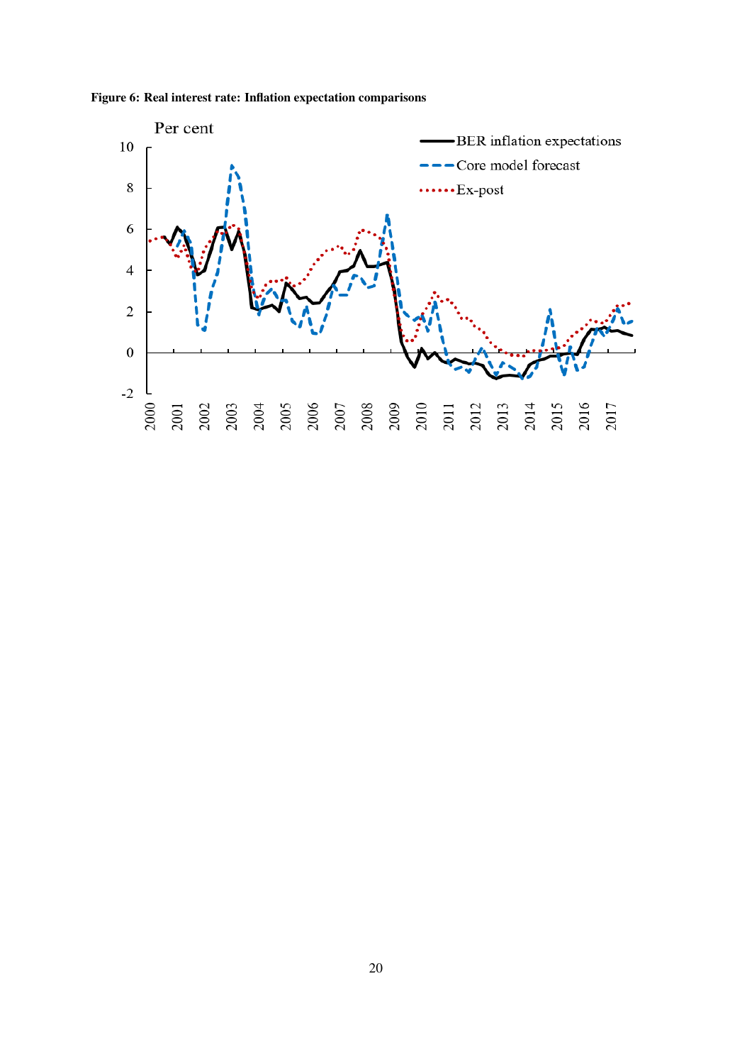**Figure 6: Real interest rate: Inflation expectation comparisons**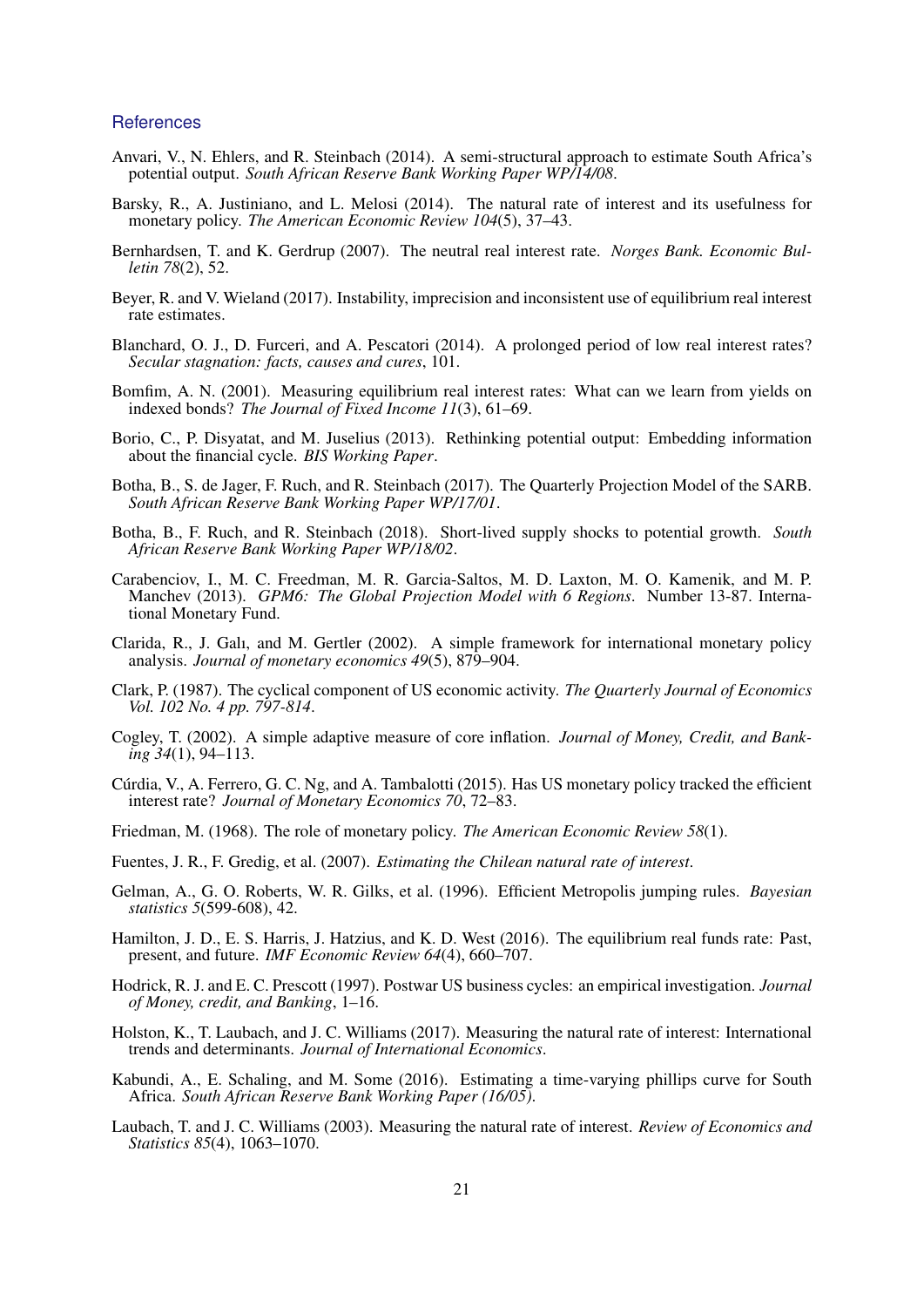## References

Anvari, V., N. Ehlers, and R. Steinbach (2014). A semi-structural approach to estimate South Africa's potential output. *South African Reserve Bank Working Paper WP/14/08*.

Barsky, R., A. Justiniano, and L. Melosi (2014). The natural rate of interest and its usefulness for monetary policy. *The American Economic Review 104*(5), 37–43.

Bernhardsen, T. and K. Gerdrup (2007). The neutral real interest rate. *Norges Bank. Economic Bulletin 78*(2), 52.

Beyer, R. and V. Wieland (2017). Instability, imprecision and inconsistent use of equilibrium real interest rate estimates.

Blanchard, O. J., D. Furceri, and A. Pescatori (2014). A prolonged period of low real interest rates? *Secular stagnation: facts, causes and cures*, 101.

Bomfim, A. N. (2001). Measuring equilibrium real interest rates: What can we learn from yields on indexed bonds? *The Journal of Fixed Income 11*(3), 61–69.

Borio, C., P. Disyatat, and M. Juselius (2013). Rethinking potential output: Embedding information about the financial cycle. *BIS Working Paper*.

Botha, B., S. de Jager, F. Ruch, and R. Steinbach (2017). The Quarterly Projection Model of the SARB. *South African Reserve Bank Working Paper WP/17/01*.

Botha, B., F. Ruch, and R. Steinbach (2018). Short-lived supply shocks to potential growth. *South African Reserve Bank Working Paper WP/18/02*.

Carabenciov, I., M. C. Freedman, M. R. Garcia-Saltos, M. D. Laxton, M. O. Kamenik, and M. P. Manchev (2013). *GPM6: The Global Projection Model with 6 Regions*. Number 13-87. International Monetary Fund.

Clarida, R., J. Galı, and M. Gertler (2002). A simple framework for international monetary policy analysis. *Journal of monetary economics 49*(5), 879–904.

Clark, P. (1987). The cyclical component of US economic activity. *The Quarterly Journal of Economics Vol. 102 No. 4 pp. 797-814*.

Cogley, T. (2002). A simple adaptive measure of core inflation. *Journal of Money, Credit, and Banking 34*(1), 94–113.

Cúrdia, V., A. Ferrero, G. C. Ng, and A. Tambalotti (2015). Has US monetary policy tracked the efficient interest rate? *Journal of Monetary Economics 70*, 72–83.

Friedman, M. (1968). The role of monetary policy. *The American Economic Review 58*(1).

Fuentes, J. R., F. Gredig, et al. (2007). *Estimating the Chilean natural rate of interest*.

Gelman, A., G. O. Roberts, W. R. Gilks, et al. (1996). Efficient Metropolis jumping rules. *Bayesian statistics 5*(599-608), 42.

Hamilton, J. D., E. S. Harris, J. Hatzius, and K. D. West (2016). The equilibrium real funds rate: Past, present, and future. *IMF Economic Review 64*(4), 660–707.

Hodrick, R. J. and E. C. Prescott (1997). Postwar US business cycles: an empirical investigation. *Journal of Money, credit, and Banking*, 1–16.

Holston, K., T. Laubach, and J. C. Williams (2017). Measuring the natural rate of interest: International trends and determinants. *Journal of International Economics*.

Kabundi, A., E. Schaling, and M. Some (2016). Estimating a time-varying phillips curve for South Africa. *South African Reserve Bank Working Paper (16/05)*.

Laubach, T. and J. C. Williams (2003). Measuring the natural rate of interest. *Review of Economics and Statistics 85*(4), 1063–1070.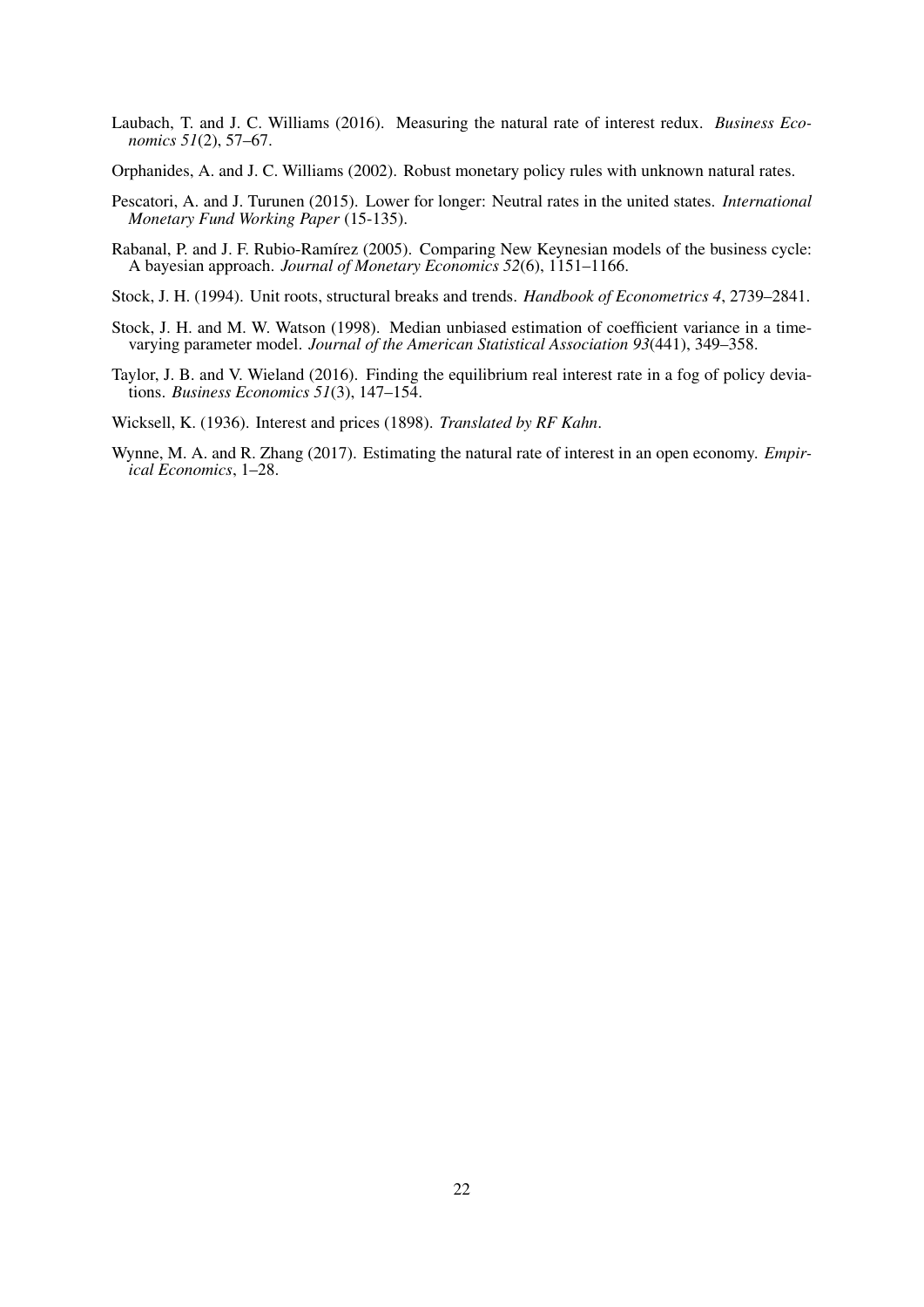Laubach, T. and J. C. Williams (2016). Measuring the natural rate of interest redux. *Business Economics 51*(2), 57–67.

Orphanides, A. and J. C. Williams (2002). Robust monetary policy rules with unknown natural rates.

Pescatori, A. and J. Turunen (2015). Lower for longer: Neutral rates in the united states. *International Monetary Fund Working Paper* (15-135).

Rabanal, P. and J. F. Rubio-Ramírez (2005). Comparing New Keynesian models of the business cycle: A bayesian approach. *Journal of Monetary Economics 52*(6), 1151–1166.

Stock, J. H. (1994). Unit roots, structural breaks and trends. *Handbook of Econometrics 4*, 2739–2841.

Stock, J. H. and M. W. Watson (1998). Median unbiased estimation of coefficient variance in a time-varying parameter model. *Journal of the American Statistical Association 93*(441), 349–358.

Taylor, J. B. and V. Wieland (2016). Finding the equilibrium real interest rate in a fog of policy deviations. *Business Economics 51*(3), 147–154.

Wicksell, K. (1936). Interest and prices (1898). *Translated by RF Kahn*.

Wynne, M. A. and R. Zhang (2017). Estimating the natural rate of interest in an open economy. *Empirical Economics*, 1–28.